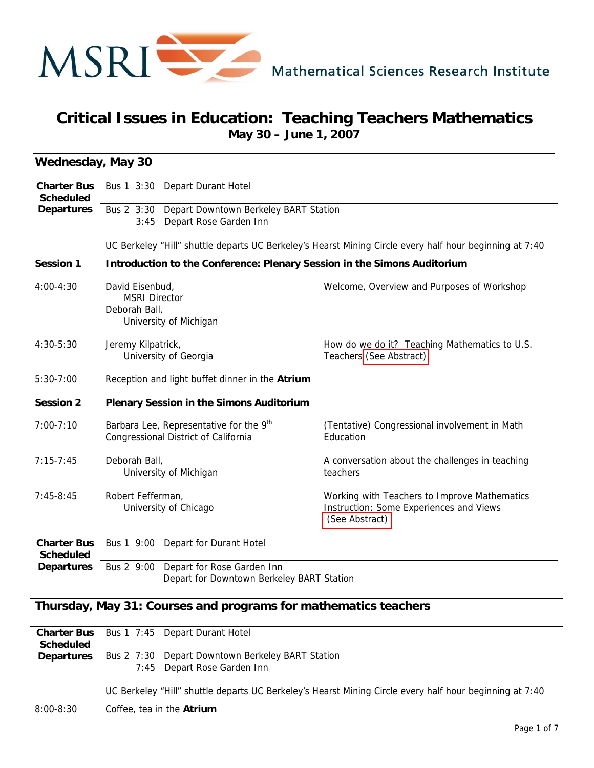MSRI Mathematical Sciences Research Institute

# Critical Issues in Education: Teaching Teachers Mathematics

**May 30 – June 1, 2007**

## Wednesday, May 30

| | | |
|---|---|---|
| **Charter Bus Scheduled Departures** | Bus 1 3:30 Depart Durant Hotel | |
| | Bus 2 3:30 Depart Downtown Berkeley BART Station<br>3:45 Depart Rose Garden Inn | |
| | UC Berkeley "Hill" shuttle departs UC Berkeley's Hearst Mining Circle every half hour beginning at 7:40 | |
| **Session 1** | **Introduction to the Conference: Plenary Session in the Simons Auditorium** | |
| 4:00-4:30 | David Eisenbud, MSRI Director<br>Deborah Ball, University of Michigan | Welcome, Overview and Purposes of Workshop |
| 4:30-5:30 | Jeremy Kilpatrick, University of Georgia | How do we do it? Teaching Mathematics to U.S. Teachers (See Abstract) |
| 5:30-7:00 | Reception and light buffet dinner in the **Atrium** | |
| **Session 2** | **Plenary Session in the Simons Auditorium** | |
| 7:00-7:10 | Barbara Lee, Representative for the 9th Congressional District of California | (Tentative) Congressional involvement in Math Education |
| 7:15-7:45 | Deborah Ball, University of Michigan | A conversation about the challenges in teaching teachers |
| 7:45-8:45 | Robert Fefferman, University of Chicago | Working with Teachers to Improve Mathematics Instruction: Some Experiences and Views (See Abstract) |
| **Charter Bus Scheduled Departures** | Bus 1 9:00 Depart for Durant Hotel | |
| | Bus 2 9:00 Depart for Rose Garden Inn<br>Depart for Downtown Berkeley BART Station | |

## Thursday, May 31: Courses and programs for mathematics teachers

| | | |
|---|---|---|
| **Charter Bus Scheduled Departures** | Bus 1 7:45 Depart Durant Hotel | |
| | Bus 2 7:30 Depart Downtown Berkeley BART Station<br>7:45 Depart Rose Garden Inn | |
| | UC Berkeley "Hill" shuttle departs UC Berkeley's Hearst Mining Circle every half hour beginning at 7:40 | |
| 8:00-8:30 | Coffee, tea in the **Atrium** | |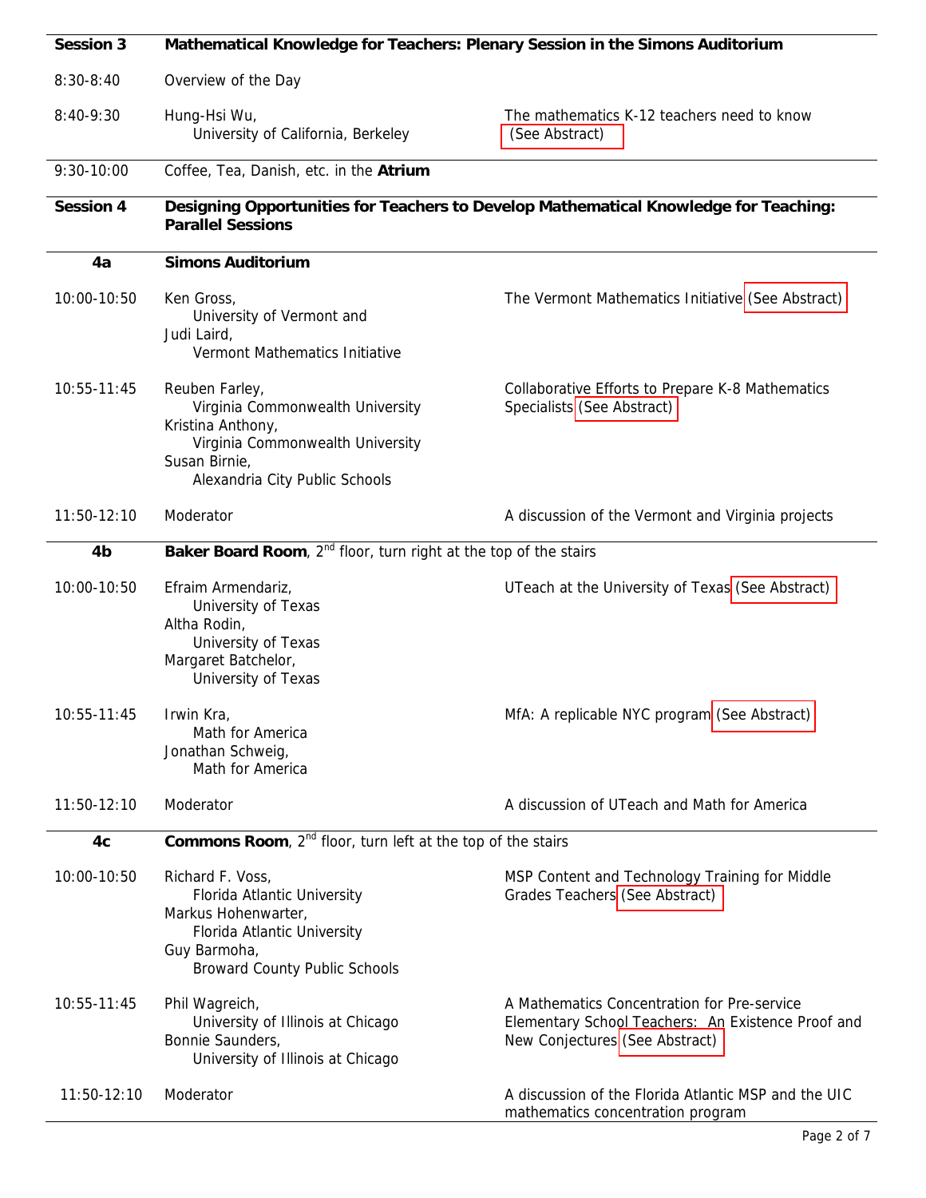| Session 3 | **Mathematical Knowledge for Teachers: Plenary Session in the Simons Auditorium** | |
|---|---|---|
| 8:30-8:40 | Overview of the Day | |
| 8:40-9:30 | Hung-Hsi Wu, University of California, Berkeley | The mathematics K-12 teachers need to know (See Abstract) |
| 9:30-10:00 | Coffee, Tea, Danish, etc. in the **Atrium** | |

| Session 4 | **Designing Opportunities for Teachers to Develop Mathematical Knowledge for Teaching: Parallel Sessions** | |
|---|---|---|
| **4a** | **Simons Auditorium** | |
| 10:00-10:50 | Ken Gross, University of Vermont and Judi Laird, Vermont Mathematics Initiative | The Vermont Mathematics Initiative (See Abstract) |
| 10:55-11:45 | Reuben Farley, Virginia Commonwealth University; Kristina Anthony, Virginia Commonwealth University; Susan Birnie, Alexandria City Public Schools | Collaborative Efforts to Prepare K-8 Mathematics Specialists (See Abstract) |
| 11:50-12:10 | Moderator | A discussion of the Vermont and Virginia projects |
| **4b** | **Baker Board Room**, 2nd floor, turn right at the top of the stairs | |
| 10:00-10:50 | Efraim Armendariz, University of Texas; Altha Rodin, University of Texas; Margaret Batchelor, University of Texas | UTeach at the University of Texas (See Abstract) |
| 10:55-11:45 | Irwin Kra, Math for America; Jonathan Schweig, Math for America | MfA: A replicable NYC program (See Abstract) |
| 11:50-12:10 | Moderator | A discussion of UTeach and Math for America |
| **4c** | **Commons Room**, 2nd floor, turn left at the top of the stairs | |
| 10:00-10:50 | Richard F. Voss, Florida Atlantic University; Markus Hohenwarter, Florida Atlantic University; Guy Barmoha, Broward County Public Schools | MSP Content and Technology Training for Middle Grades Teachers (See Abstract) |
| 10:55-11:45 | Phil Wagreich, University of Illinois at Chicago; Bonnie Saunders, University of Illinois at Chicago | A Mathematics Concentration for Pre-service Elementary School Teachers: An Existence Proof and New Conjectures (See Abstract) |
| 11:50-12:10 | Moderator | A discussion of the Florida Atlantic MSP and the UIC mathematics concentration program |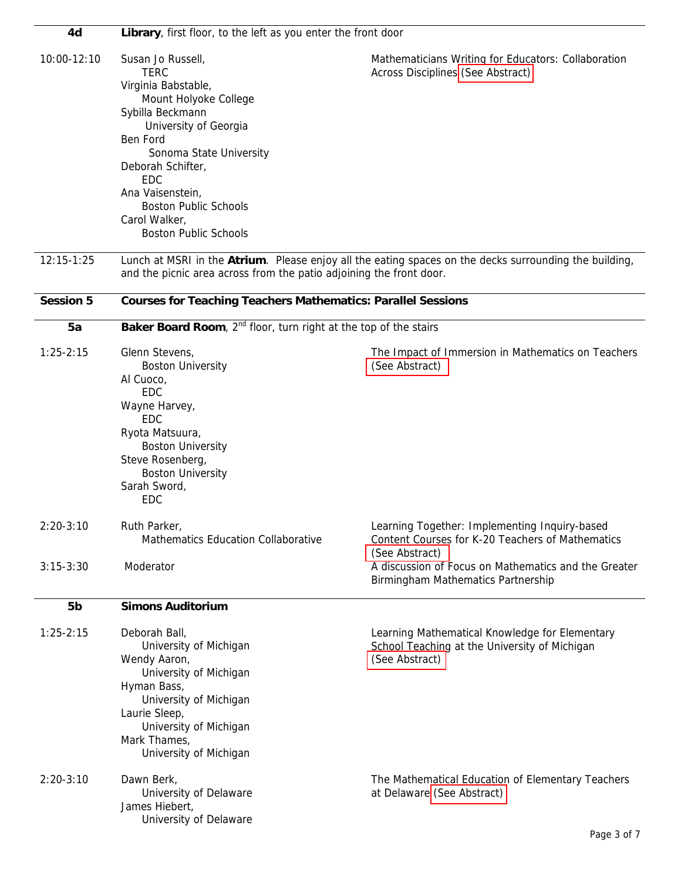| | | |
|---|---|---|
| **4d** | **Library**, first floor, to the left as you enter the front door | |
| 10:00-12:10 | Susan Jo Russell, TERC<br>Virginia Babstable, Mount Holyoke College<br>Sybilla Beckmann University of Georgia<br>Ben Ford Sonoma State University<br>Deborah Schifter, EDC<br>Ana Vaisenstein, Boston Public Schools<br>Carol Walker, Boston Public Schools | Mathematicians Writing for Educators: Collaboration Across Disciplines (See Abstract) |
| 12:15-1:25 | Lunch at MSRI in the **Atrium**. Please enjoy all the eating spaces on the decks surrounding the building, and the picnic area across from the patio adjoining the front door. | |
| **Session 5** | **Courses for Teaching Teachers Mathematics: Parallel Sessions** | |
| **5a** | **Baker Board Room**, 2nd floor, turn right at the top of the stairs | |
| 1:25-2:15 | Glenn Stevens, Boston University<br>Al Cuoco, EDC<br>Wayne Harvey, EDC<br>Ryota Matsuura, Boston University<br>Steve Rosenberg, Boston University<br>Sarah Sword, EDC | The Impact of Immersion in Mathematics on Teachers (See Abstract) |
| 2:20-3:10 | Ruth Parker, Mathematics Education Collaborative | Learning Together: Implementing Inquiry-based Content Courses for K-20 Teachers of Mathematics (See Abstract) |
| 3:15-3:30 | Moderator | A discussion of Focus on Mathematics and the Greater Birmingham Mathematics Partnership |
| **5b** | **Simons Auditorium** | |
| 1:25-2:15 | Deborah Ball, University of Michigan<br>Wendy Aaron, University of Michigan<br>Hyman Bass, University of Michigan<br>Laurie Sleep, University of Michigan<br>Mark Thames, University of Michigan | Learning Mathematical Knowledge for Elementary School Teaching at the University of Michigan (See Abstract) |
| 2:20-3:10 | Dawn Berk, University of Delaware<br>James Hiebert, University of Delaware | The Mathematical Education of Elementary Teachers at Delaware (See Abstract) |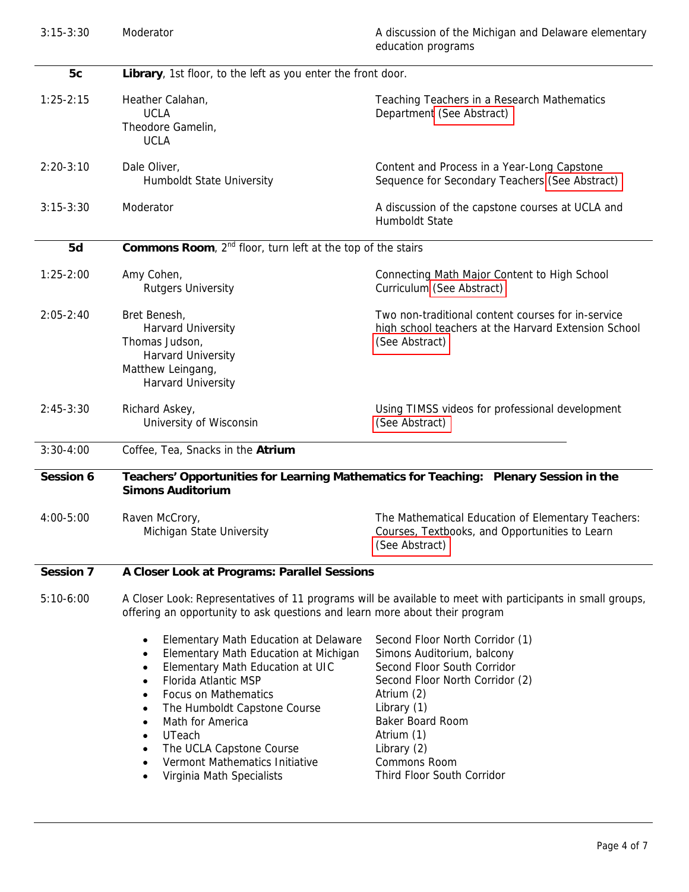| | | |
|---|---|---|
| 3:15-3:30 | Moderator | A discussion of the Michigan and Delaware elementary education programs |

| **5c** | **Library**, 1st floor, to the left as you enter the front door. | |
|---|---|---|
| 1:25-2:15 | Heather Calahan, UCLA<br>Theodore Gamelin, UCLA | Teaching Teachers in a Research Mathematics Department (See Abstract) |
| 2:20-3:10 | Dale Oliver, Humboldt State University | Content and Process in a Year-Long Capstone Sequence for Secondary Teachers (See Abstract) |
| 3:15-3:30 | Moderator | A discussion of the capstone courses at UCLA and Humboldt State |

| **5d** | **Commons Room**, 2nd floor, turn left at the top of the stairs | |
|---|---|---|
| 1:25-2:00 | Amy Cohen, Rutgers University | Connecting Math Major Content to High School Curriculum (See Abstract) |
| 2:05-2:40 | Bret Benesh, Harvard University<br>Thomas Judson, Harvard University<br>Matthew Leingang, Harvard University | Two non-traditional content courses for in-service high school teachers at the Harvard Extension School (See Abstract) |
| 2:45-3:30 | Richard Askey, University of Wisconsin | Using TIMSS videos for professional development (See Abstract) |
| 3:30-4:00 | Coffee, Tea, Snacks in the **Atrium** | |

| **Session 6** | **Teachers' Opportunities for Learning Mathematics for Teaching: Plenary Session in the Simons Auditorium** | |
|---|---|---|
| 4:00-5:00 | Raven McCrory, Michigan State University | The Mathematical Education of Elementary Teachers: Courses, Textbooks, and Opportunities to Learn (See Abstract) |

**Session 7 — A Closer Look at Programs: Parallel Sessions**

5:10-6:00 — A Closer Look: Representatives of 11 programs will be available to meet with participants in small groups, offering an opportunity to ask questions and learn more about their program

| Program | Location |
|---|---|
| Elementary Math Education at Delaware | Second Floor North Corridor (1) |
| Elementary Math Education at Michigan | Simons Auditorium, balcony |
| Elementary Math Education at UIC | Second Floor South Corridor |
| Florida Atlantic MSP | Second Floor North Corridor (2) |
| Focus on Mathematics | Atrium (2) |
| The Humboldt Capstone Course | Library (1) |
| Math for America | Baker Board Room |
| UTeach | Atrium (1) |
| The UCLA Capstone Course | Library (2) |
| Vermont Mathematics Initiative | Commons Room |
| Virginia Math Specialists | Third Floor South Corridor |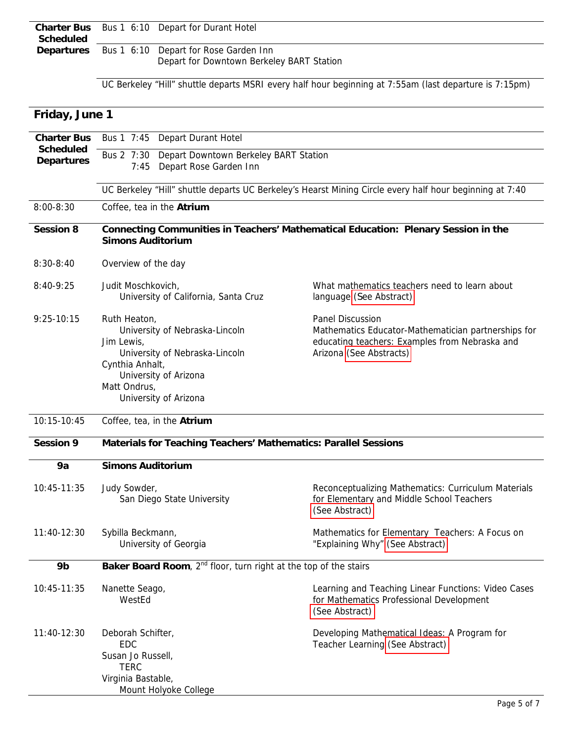| | |
|---|---|
| **Charter Bus Scheduled Departures** | Bus 1 6:10 Depart for Durant Hotel |
| | Bus 1 6:10 Depart for Rose Garden Inn<br>Depart for Downtown Berkeley BART Station |
| | UC Berkeley "Hill" shuttle departs MSRI every half hour beginning at 7:55am (last departure is 7:15pm) |

## Friday, June 1

| | | |
|---|---|---|
| **Charter Bus Scheduled Departures** | Bus 1 7:45 Depart Durant Hotel | |
| | Bus 2 7:30 Depart Downtown Berkeley BART Station<br>7:45 Depart Rose Garden Inn | |
| | UC Berkeley "Hill" shuttle departs UC Berkeley's Hearst Mining Circle every half hour beginning at 7:40 | |
| 8:00-8:30 | Coffee, tea in the **Atrium** | |
| **Session 8** | **Connecting Communities in Teachers' Mathematical Education: Plenary Session in the Simons Auditorium** | |
| 8:30-8:40 | Overview of the day | |
| 8:40-9:25 | Judit Moschkovich, University of California, Santa Cruz | What mathematics teachers need to learn about language (See Abstract) |
| 9:25-10:15 | Ruth Heaton, University of Nebraska-Lincoln<br>Jim Lewis, University of Nebraska-Lincoln<br>Cynthia Anhalt, University of Arizona<br>Matt Ondrus, University of Arizona | Panel Discussion<br>Mathematics Educator-Mathematician partnerships for educating teachers: Examples from Nebraska and Arizona (See Abstracts) |
| 10:15-10:45 | Coffee, tea, in the **Atrium** | |
| **Session 9** | **Materials for Teaching Teachers' Mathematics: Parallel Sessions** | |
| **9a** | **Simons Auditorium** | |
| 10:45-11:35 | Judy Sowder, San Diego State University | Reconceptualizing Mathematics: Curriculum Materials for Elementary and Middle School Teachers (See Abstract) |
| 11:40-12:30 | Sybilla Beckmann, University of Georgia | Mathematics for Elementary Teachers: A Focus on "Explaining Why" (See Abstract) |
| **9b** | **Baker Board Room**, 2nd floor, turn right at the top of the stairs | |
| 10:45-11:35 | Nanette Seago, WestEd | Learning and Teaching Linear Functions: Video Cases for Mathematics Professional Development (See Abstract) |
| 11:40-12:30 | Deborah Schifter, EDC<br>Susan Jo Russell, TERC<br>Virginia Bastable, Mount Holyoke College | Developing Mathematical Ideas: A Program for Teacher Learning (See Abstract) |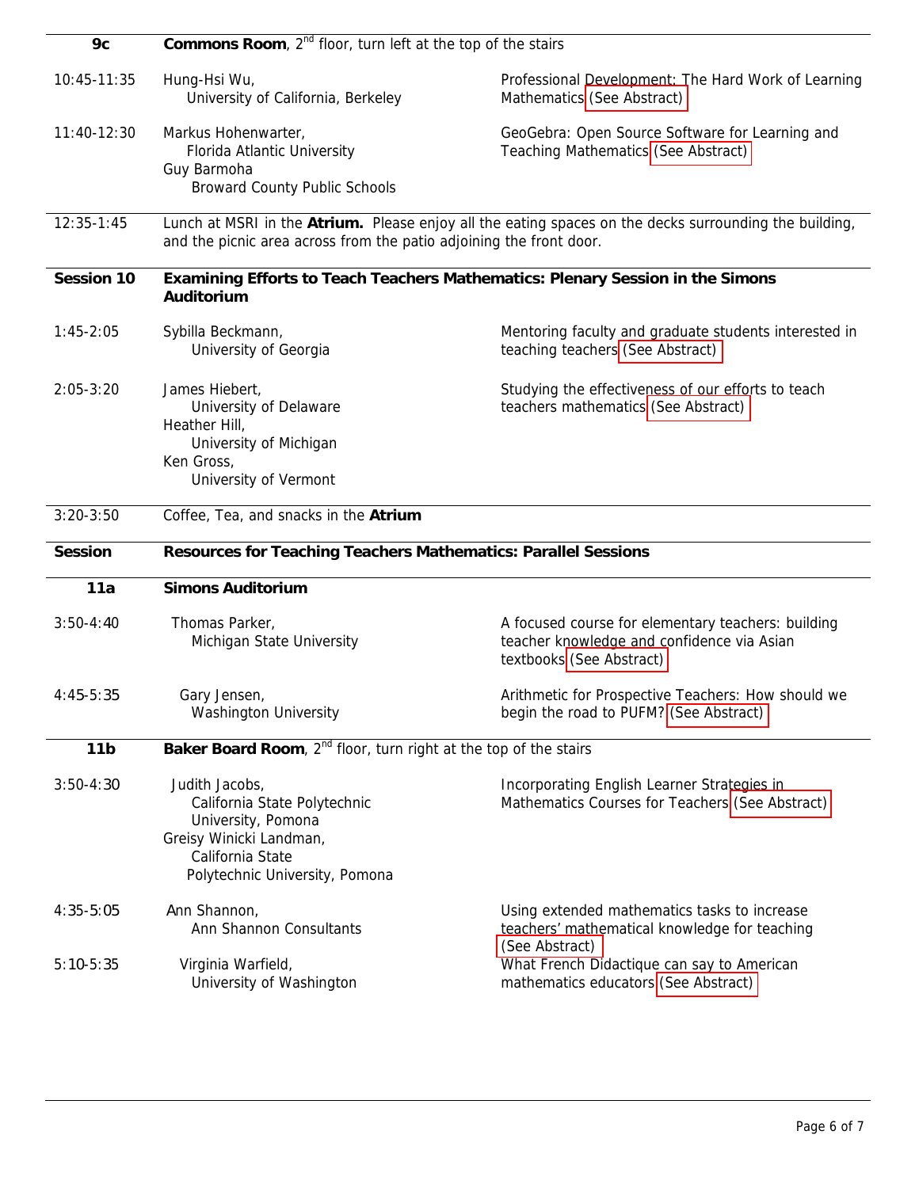| 9c | **Commons Room**, 2[nd] floor, turn left at the top of the stairs | |
|---|---|---|
| 10:45-11:35 | Hung-Hsi Wu, University of California, Berkeley | Professional Development: The Hard Work of Learning Mathematics (See Abstract) |
| 11:40-12:30 | Markus Hohenwarter, Florida Atlantic University<br>Guy Barmoha, Broward County Public Schools | GeoGebra: Open Source Software for Learning and Teaching Mathematics (See Abstract) |
| 12:35-1:45 | Lunch at MSRI in the **Atrium.** Please enjoy all the eating spaces on the decks surrounding the building, and the picnic area across from the patio adjoining the front door. | |
| **Session 10** | **Examining Efforts to Teach Teachers Mathematics: Plenary Session in the Simons Auditorium** | |
| 1:45-2:05 | Sybilla Beckmann, University of Georgia | Mentoring faculty and graduate students interested in teaching teachers (See Abstract) |
| 2:05-3:20 | James Hiebert, University of Delaware<br>Heather Hill, University of Michigan<br>Ken Gross, University of Vermont | Studying the effectiveness of our efforts to teach teachers mathematics (See Abstract) |
| 3:20-3:50 | Coffee, Tea, and snacks in the **Atrium** | |
| **Session** | **Resources for Teaching Teachers Mathematics: Parallel Sessions** | |
| **11a** | **Simons Auditorium** | |
| 3:50-4:40 | Thomas Parker, Michigan State University | A focused course for elementary teachers: building teacher knowledge and confidence via Asian textbooks (See Abstract) |
| 4:45-5:35 | Gary Jensen, Washington University | Arithmetic for Prospective Teachers: How should we begin the road to PUFM? (See Abstract) |
| **11b** | **Baker Board Room**, 2[nd] floor, turn right at the top of the stairs | |
| 3:50-4:30 | Judith Jacobs, California State Polytechnic University, Pomona<br>Greisy Winicki Landman, California State Polytechnic University, Pomona | Incorporating English Learner Strategies in Mathematics Courses for Teachers (See Abstract) |
| 4:35-5:05 | Ann Shannon, Ann Shannon Consultants | Using extended mathematics tasks to increase teachers' mathematical knowledge for teaching (See Abstract) |
| 5:10-5:35 | Virginia Warfield, University of Washington | What French Didactique can say to American mathematics educators (See Abstract) |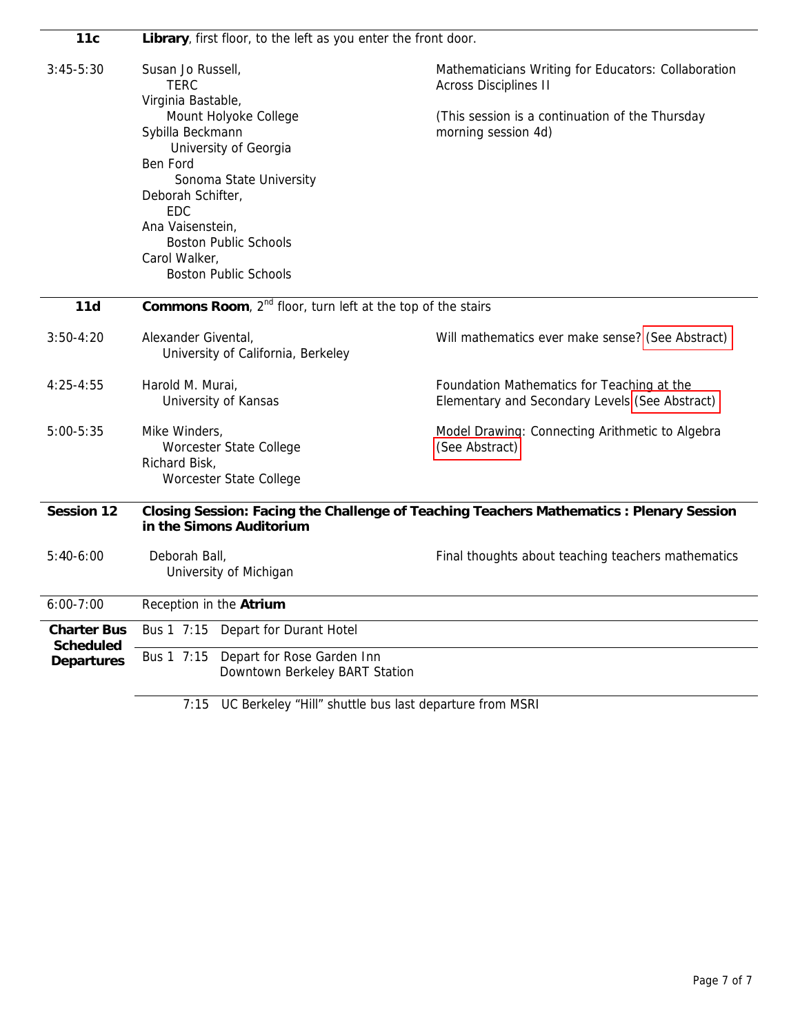| **11c** | **Library**, first floor, to the left as you enter the front door. | |
|---|---|---|
| 3:45-5:30 | Susan Jo Russell, TERC<br>Virginia Bastable, Mount Holyoke College<br>Sybilla Beckmann University of Georgia<br>Ben Ford Sonoma State University<br>Deborah Schifter, EDC<br>Ana Vaisenstein, Boston Public Schools<br>Carol Walker, Boston Public Schools | Mathematicians Writing for Educators: Collaboration Across Disciplines II<br><br>(This session is a continuation of the Thursday morning session 4d) |

| **11d** | **Commons Room**, 2[nd] floor, turn left at the top of the stairs | |
|---|---|---|
| 3:50-4:20 | Alexander Giventál, University of California, Berkeley | Will mathematics ever make sense? (See Abstract) |
| 4:25-4:55 | Harold M. Murai, University of Kansas | Foundation Mathematics for Teaching at the Elementary and Secondary Levels (See Abstract) |
| 5:00-5:35 | Mike Winders, Worcester State College<br>Richard Bisk, Worcester State College | Model Drawing: Connecting Arithmetic to Algebra (See Abstract) |

| **Session 12** | **Closing Session: Facing the Challenge of Teaching Teachers Mathematics : Plenary Session in the Simons Auditorium** | |
|---|---|---|
| 5:40-6:00 | Deborah Ball, University of Michigan | Final thoughts about teaching teachers mathematics |
| 6:00-7:00 | Reception in the **Atrium** | |

| **Charter Bus Scheduled Departures** | |
|---|---|
| | Bus 1 7:15 Depart for Durant Hotel |
| | Bus 1 7:15 Depart for Rose Garden Inn Downtown Berkeley BART Station |
| | 7:15 UC Berkeley "Hill" shuttle bus last departure from MSRI |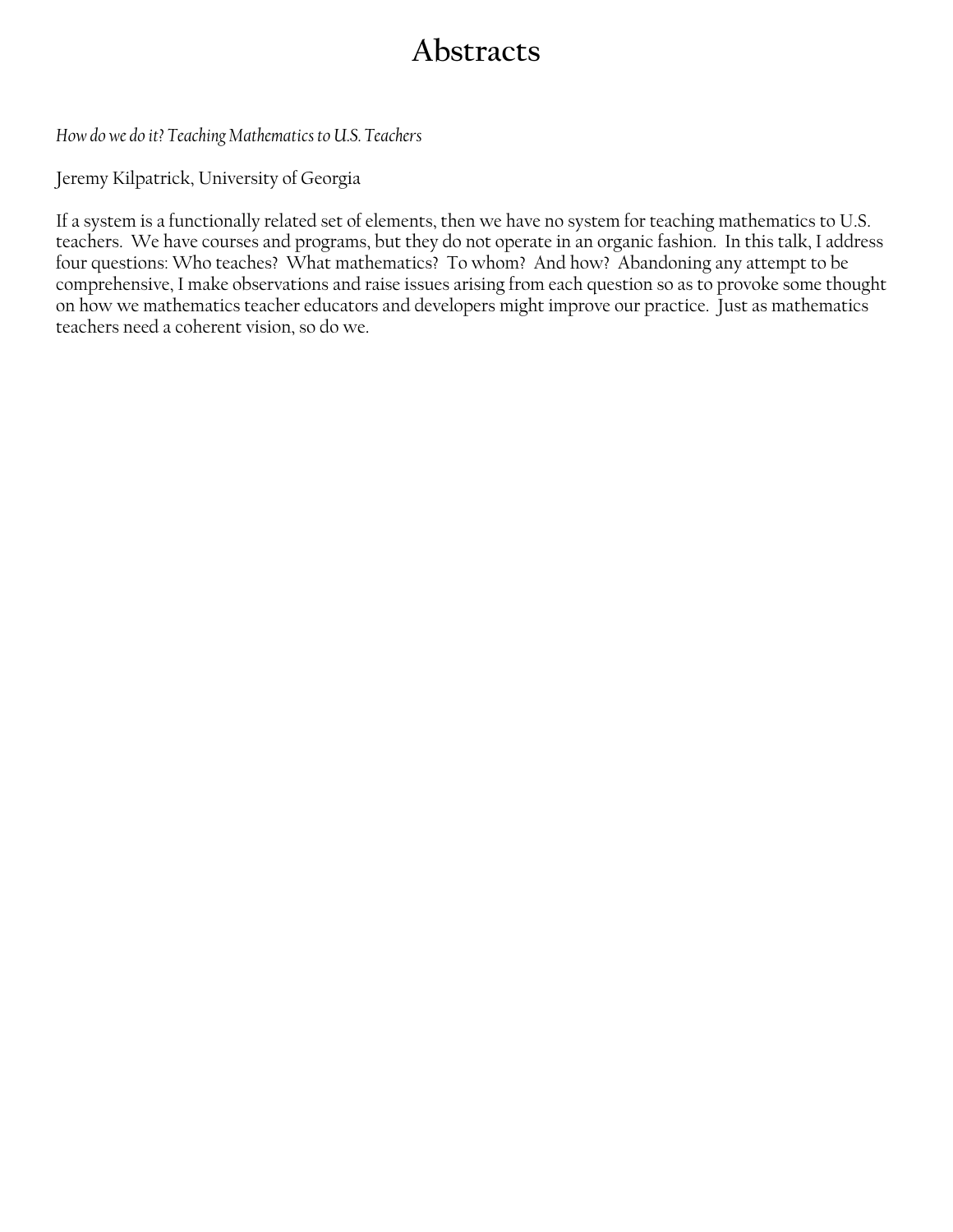# Abstracts

*How do we do it? Teaching Mathematics to U.S. Teachers*

Jeremy Kilpatrick, University of Georgia

If a system is a functionally related set of elements, then we have no system for teaching mathematics to U.S. teachers. We have courses and programs, but they do not operate in an organic fashion. In this talk, I address four questions: Who teaches? What mathematics? To whom? And how? Abandoning any attempt to be comprehensive, I make observations and raise issues arising from each question so as to provoke some thought on how we mathematics teacher educators and developers might improve our practice. Just as mathematics teachers need a coherent vision, so do we.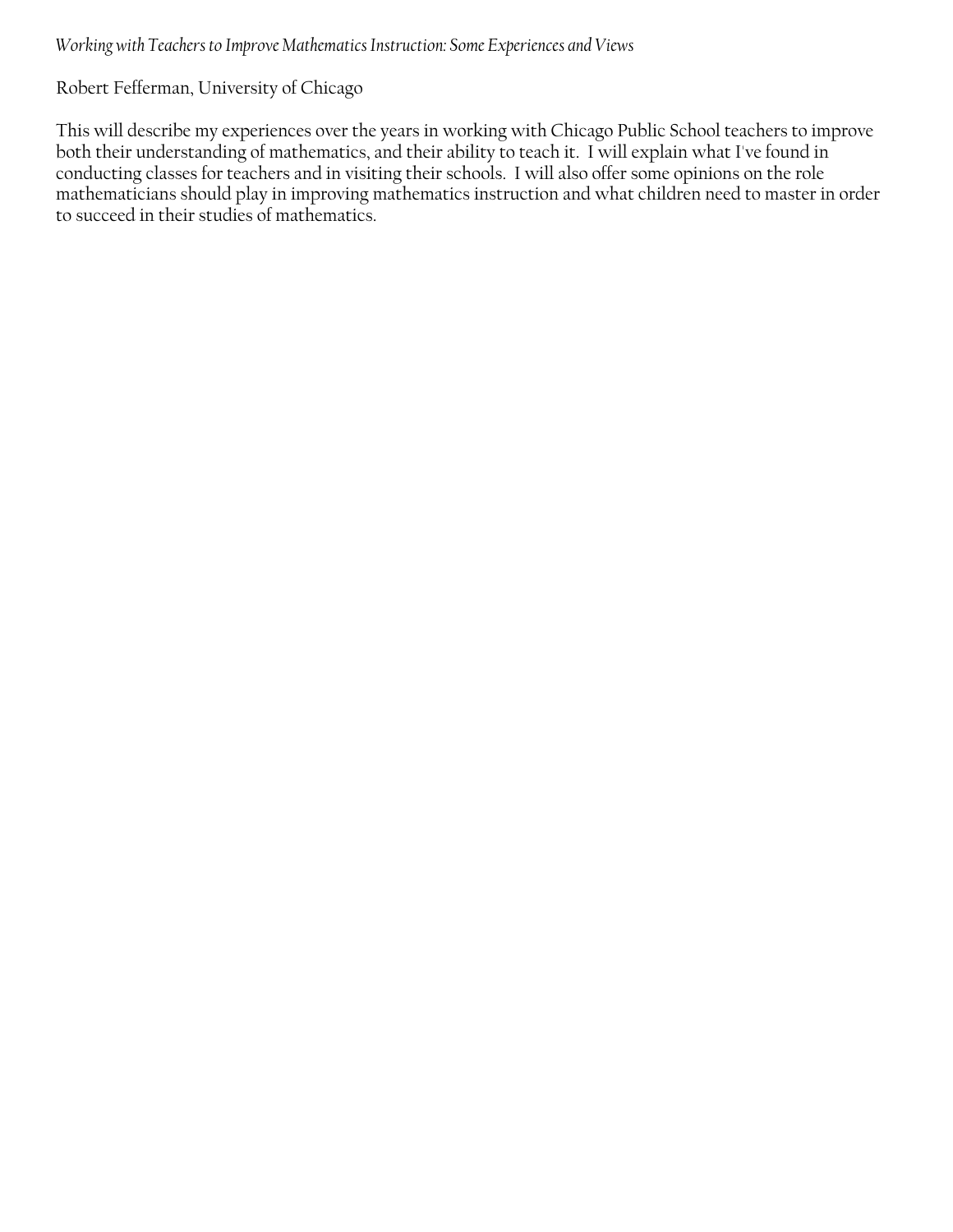*Working with Teachers to Improve Mathematics Instruction: Some Experiences and Views*

Robert Fefferman, University of Chicago

This will describe my experiences over the years in working with Chicago Public School teachers to improve both their understanding of mathematics, and their ability to teach it. I will explain what I've found in conducting classes for teachers and in visiting their schools. I will also offer some opinions on the role mathematicians should play in improving mathematics instruction and what children need to master in order to succeed in their studies of mathematics.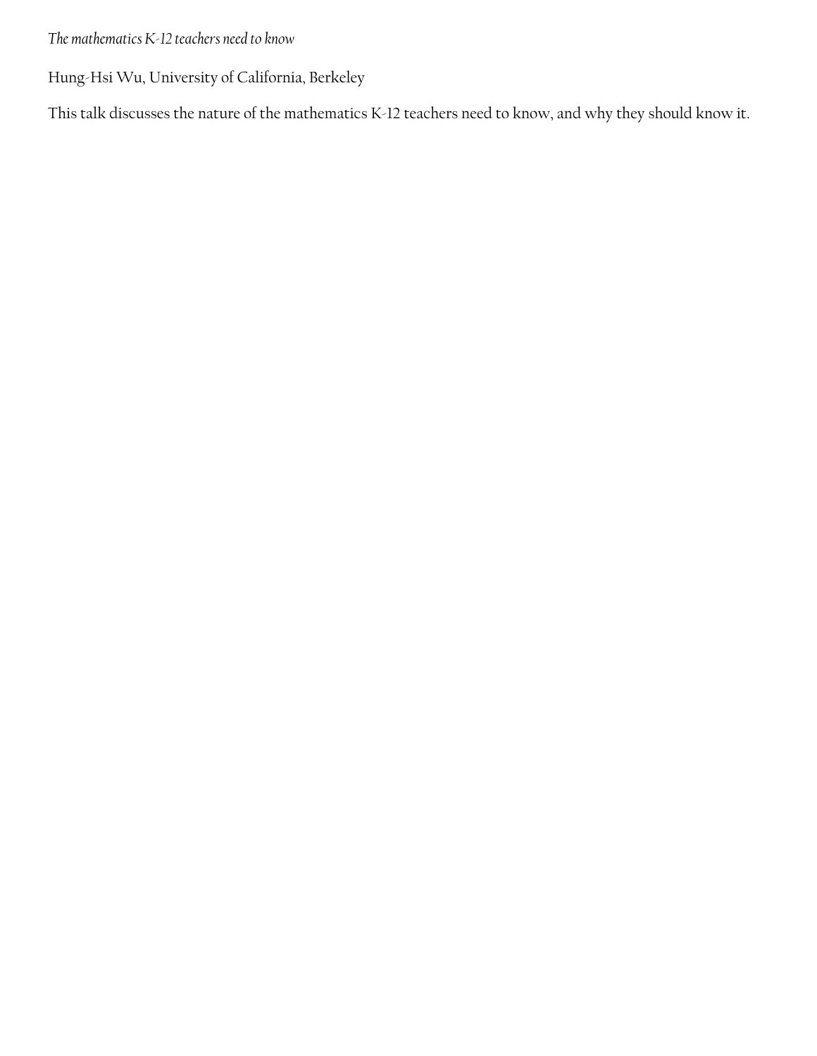*The mathematics K-12 teachers need to know*

Hung-Hsi Wu, University of California, Berkeley

This talk discusses the nature of the mathematics K-12 teachers need to know, and why they should know it.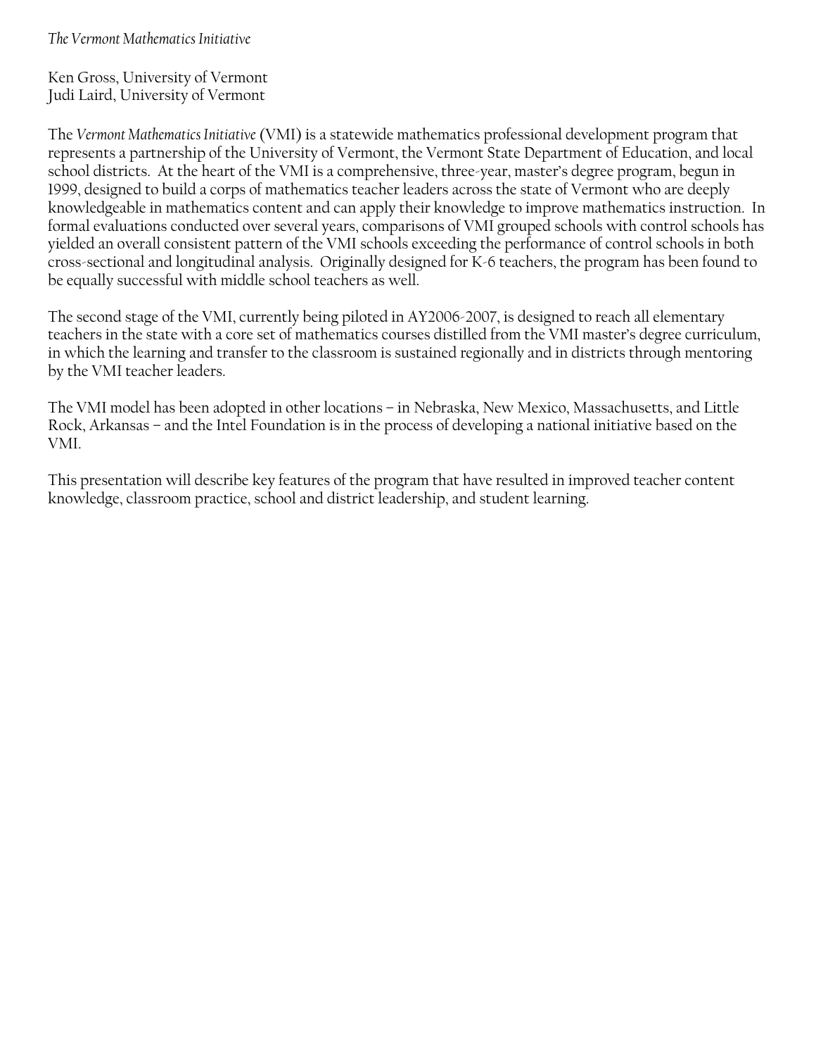*The Vermont Mathematics Initiative*

Ken Gross, University of Vermont
Judi Laird, University of Vermont

The *Vermont Mathematics Initiative* (VMI) is a statewide mathematics professional development program that represents a partnership of the University of Vermont, the Vermont State Department of Education, and local school districts. At the heart of the VMI is a comprehensive, three-year, master's degree program, begun in 1999, designed to build a corps of mathematics teacher leaders across the state of Vermont who are deeply knowledgeable in mathematics content and can apply their knowledge to improve mathematics instruction. In formal evaluations conducted over several years, comparisons of VMI grouped schools with control schools has yielded an overall consistent pattern of the VMI schools exceeding the performance of control schools in both cross-sectional and longitudinal analysis. Originally designed for K-6 teachers, the program has been found to be equally successful with middle school teachers as well.

The second stage of the VMI, currently being piloted in AY2006-2007, is designed to reach all elementary teachers in the state with a core set of mathematics courses distilled from the VMI master's degree curriculum, in which the learning and transfer to the classroom is sustained regionally and in districts through mentoring by the VMI teacher leaders.

The VMI model has been adopted in other locations – in Nebraska, New Mexico, Massachusetts, and Little Rock, Arkansas – and the Intel Foundation is in the process of developing a national initiative based on the VMI.

This presentation will describe key features of the program that have resulted in improved teacher content knowledge, classroom practice, school and district leadership, and student learning.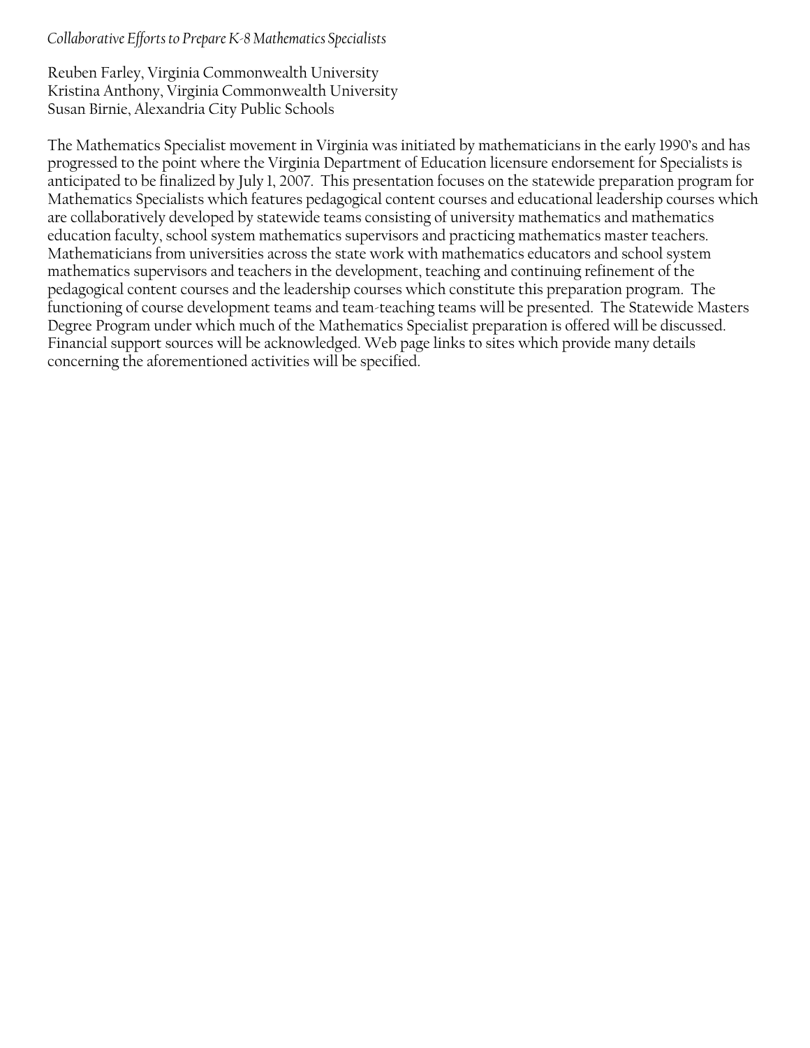*Collaborative Efforts to Prepare K-8 Mathematics Specialists*

Reuben Farley, Virginia Commonwealth University
Kristina Anthony, Virginia Commonwealth University
Susan Birnie, Alexandria City Public Schools

The Mathematics Specialist movement in Virginia was initiated by mathematicians in the early 1990's and has progressed to the point where the Virginia Department of Education licensure endorsement for Specialists is anticipated to be finalized by July 1, 2007. This presentation focuses on the statewide preparation program for Mathematics Specialists which features pedagogical content courses and educational leadership courses which are collaboratively developed by statewide teams consisting of university mathematics and mathematics education faculty, school system mathematics supervisors and practicing mathematics master teachers. Mathematicians from universities across the state work with mathematics educators and school system mathematics supervisors and teachers in the development, teaching and continuing refinement of the pedagogical content courses and the leadership courses which constitute this preparation program. The functioning of course development teams and team-teaching teams will be presented. The Statewide Masters Degree Program under which much of the Mathematics Specialist preparation is offered will be discussed. Financial support sources will be acknowledged. Web page links to sites which provide many details concerning the aforementioned activities will be specified.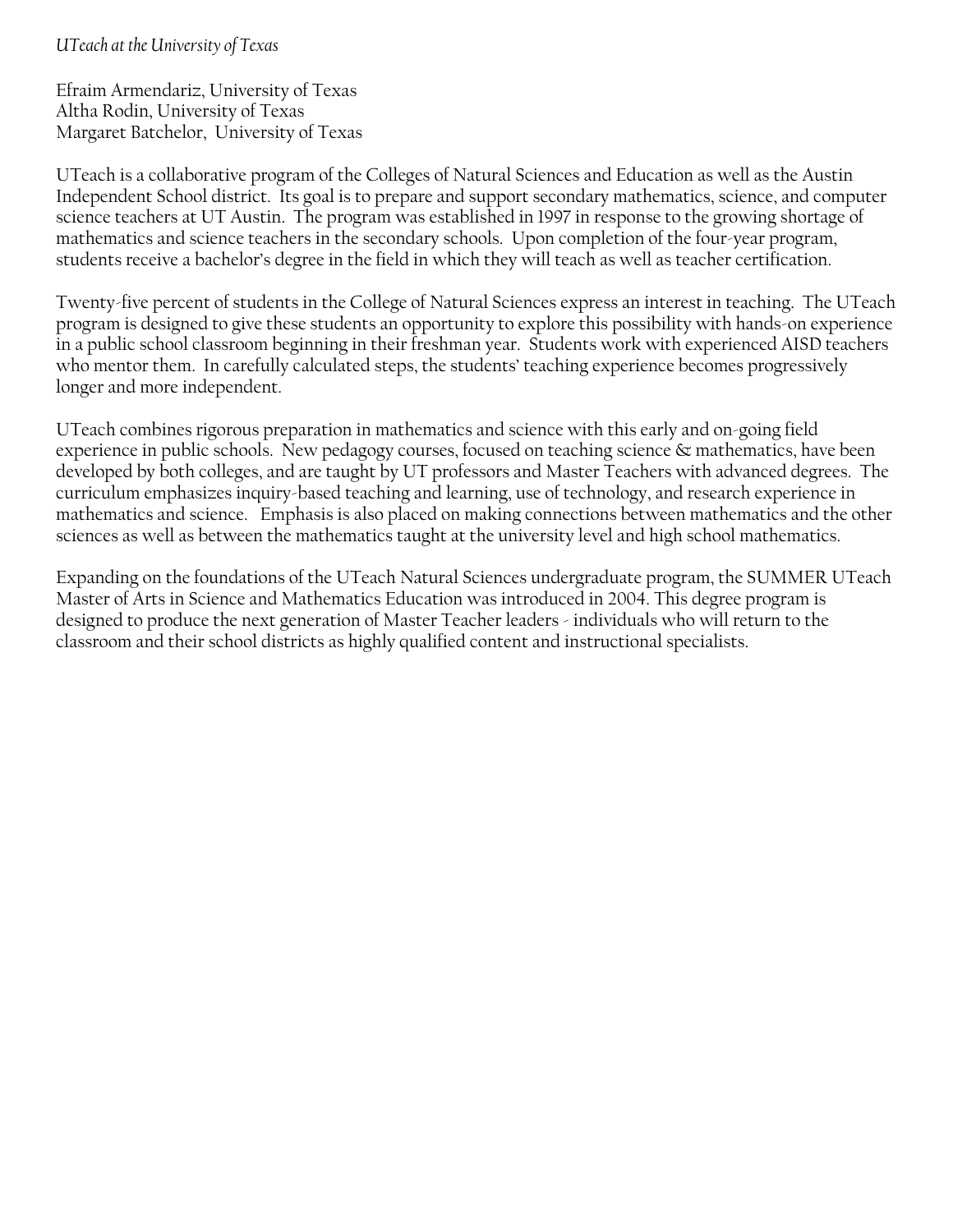*UTeach at the University of Texas*

Efraim Armendariz, University of Texas
Altha Rodin, University of Texas
Margaret Batchelor, University of Texas

UTeach is a collaborative program of the Colleges of Natural Sciences and Education as well as the Austin Independent School district. Its goal is to prepare and support secondary mathematics, science, and computer science teachers at UT Austin. The program was established in 1997 in response to the growing shortage of mathematics and science teachers in the secondary schools. Upon completion of the four-year program, students receive a bachelor's degree in the field in which they will teach as well as teacher certification.

Twenty-five percent of students in the College of Natural Sciences express an interest in teaching. The UTeach program is designed to give these students an opportunity to explore this possibility with hands-on experience in a public school classroom beginning in their freshman year. Students work with experienced AISD teachers who mentor them. In carefully calculated steps, the students' teaching experience becomes progressively longer and more independent.

UTeach combines rigorous preparation in mathematics and science with this early and on-going field experience in public schools. New pedagogy courses, focused on teaching science & mathematics, have been developed by both colleges, and are taught by UT professors and Master Teachers with advanced degrees. The curriculum emphasizes inquiry-based teaching and learning, use of technology, and research experience in mathematics and science. Emphasis is also placed on making connections between mathematics and the other sciences as well as between the mathematics taught at the university level and high school mathematics.

Expanding on the foundations of the UTeach Natural Sciences undergraduate program, the SUMMER UTeach Master of Arts in Science and Mathematics Education was introduced in 2004. This degree program is designed to produce the next generation of Master Teacher leaders - individuals who will return to the classroom and their school districts as highly qualified content and instructional specialists.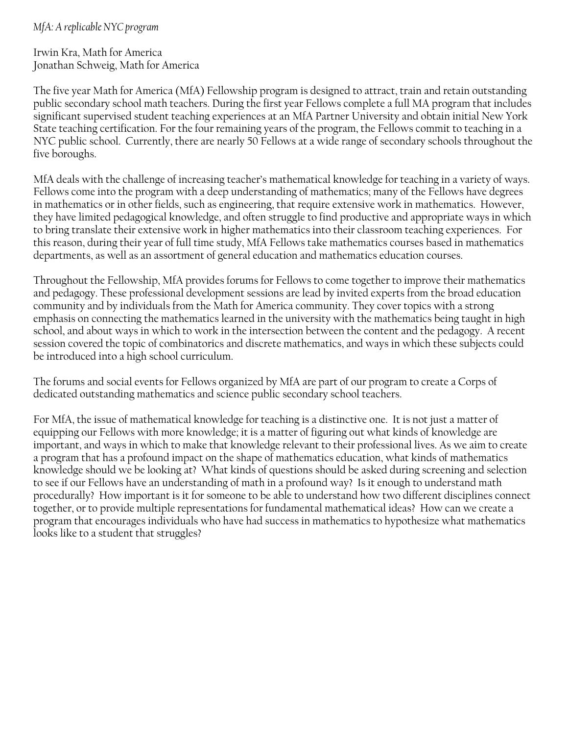*MfA: A replicable NYC program*

Irwin Kra, Math for America
Jonathan Schweig, Math for America

The five year Math for America (MfA) Fellowship program is designed to attract, train and retain outstanding public secondary school math teachers. During the first year Fellows complete a full MA program that includes significant supervised student teaching experiences at an MfA Partner University and obtain initial New York State teaching certification. For the four remaining years of the program, the Fellows commit to teaching in a NYC public school. Currently, there are nearly 50 Fellows at a wide range of secondary schools throughout the five boroughs.

MfA deals with the challenge of increasing teacher's mathematical knowledge for teaching in a variety of ways. Fellows come into the program with a deep understanding of mathematics; many of the Fellows have degrees in mathematics or in other fields, such as engineering, that require extensive work in mathematics. However, they have limited pedagogical knowledge, and often struggle to find productive and appropriate ways in which to bring translate their extensive work in higher mathematics into their classroom teaching experiences. For this reason, during their year of full time study, MfA Fellows take mathematics courses based in mathematics departments, as well as an assortment of general education and mathematics education courses.

Throughout the Fellowship, MfA provides forums for Fellows to come together to improve their mathematics and pedagogy. These professional development sessions are lead by invited experts from the broad education community and by individuals from the Math for America community. They cover topics with a strong emphasis on connecting the mathematics learned in the university with the mathematics being taught in high school, and about ways in which to work in the intersection between the content and the pedagogy. A recent session covered the topic of combinatorics and discrete mathematics, and ways in which these subjects could be introduced into a high school curriculum.

The forums and social events for Fellows organized by MfA are part of our program to create a Corps of dedicated outstanding mathematics and science public secondary school teachers.

For MfA, the issue of mathematical knowledge for teaching is a distinctive one. It is not just a matter of equipping our Fellows with more knowledge; it is a matter of figuring out what kinds of knowledge are important, and ways in which to make that knowledge relevant to their professional lives. As we aim to create a program that has a profound impact on the shape of mathematics education, what kinds of mathematics knowledge should we be looking at? What kinds of questions should be asked during screening and selection to see if our Fellows have an understanding of math in a profound way? Is it enough to understand math procedurally? How important is it for someone to be able to understand how two different disciplines connect together, or to provide multiple representations for fundamental mathematical ideas? How can we create a program that encourages individuals who have had success in mathematics to hypothesize what mathematics looks like to a student that struggles?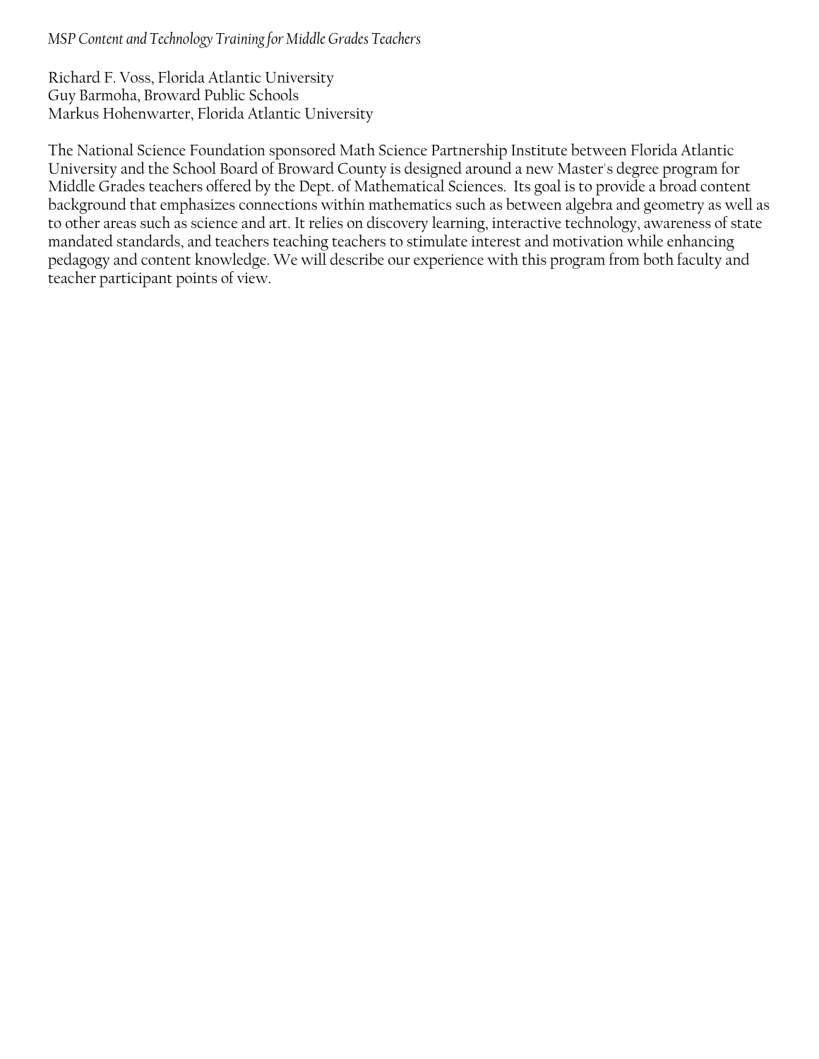*MSP Content and Technology Training for Middle Grades Teachers*

Richard F. Voss, Florida Atlantic University
Guy Barmoha, Broward Public Schools
Markus Hohenwarter, Florida Atlantic University

The National Science Foundation sponsored Math Science Partnership Institute between Florida Atlantic University and the School Board of Broward County is designed around a new Master's degree program for Middle Grades teachers offered by the Dept. of Mathematical Sciences. Its goal is to provide a broad content background that emphasizes connections within mathematics such as between algebra and geometry as well as to other areas such as science and art. It relies on discovery learning, interactive technology, awareness of state mandated standards, and teachers teaching teachers to stimulate interest and motivation while enhancing pedagogy and content knowledge. We will describe our experience with this program from both faculty and teacher participant points of view.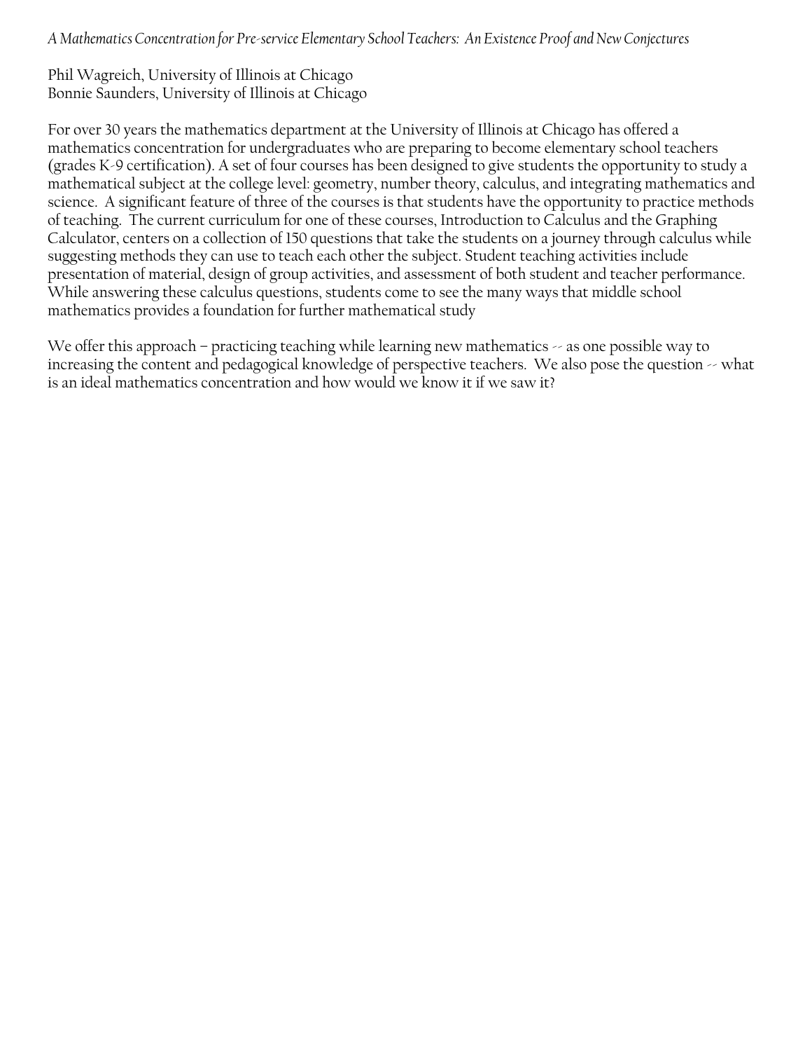*A Mathematics Concentration for Pre-service Elementary School Teachers: An Existence Proof and New Conjectures*

Phil Wagreich, University of Illinois at Chicago
Bonnie Saunders, University of Illinois at Chicago

For over 30 years the mathematics department at the University of Illinois at Chicago has offered a mathematics concentration for undergraduates who are preparing to become elementary school teachers (grades K-9 certification). A set of four courses has been designed to give students the opportunity to study a mathematical subject at the college level: geometry, number theory, calculus, and integrating mathematics and science. A significant feature of three of the courses is that students have the opportunity to practice methods of teaching. The current curriculum for one of these courses, Introduction to Calculus and the Graphing Calculator, centers on a collection of 150 questions that take the students on a journey through calculus while suggesting methods they can use to teach each other the subject. Student teaching activities include presentation of material, design of group activities, and assessment of both student and teacher performance. While answering these calculus questions, students come to see the many ways that middle school mathematics provides a foundation for further mathematical study

We offer this approach – practicing teaching while learning new mathematics -- as one possible way to increasing the content and pedagogical knowledge of perspective teachers. We also pose the question -- what is an ideal mathematics concentration and how would we know it if we saw it?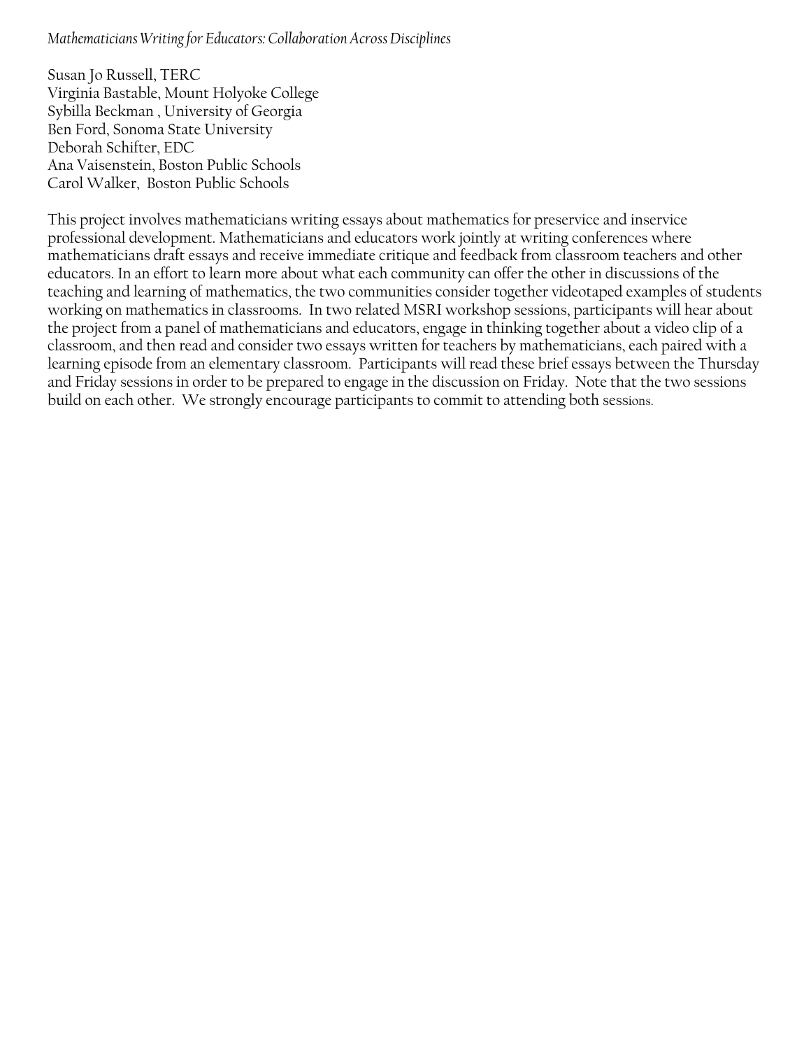*Mathematicians Writing for Educators: Collaboration Across Disciplines*

Susan Jo Russell, TERC
Virginia Bastable, Mount Holyoke College
Sybilla Beckman , University of Georgia
Ben Ford, Sonoma State University
Deborah Schifter, EDC
Ana Vaisenstein, Boston Public Schools
Carol Walker, Boston Public Schools

This project involves mathematicians writing essays about mathematics for preservice and inservice professional development. Mathematicians and educators work jointly at writing conferences where mathematicians draft essays and receive immediate critique and feedback from classroom teachers and other educators. In an effort to learn more about what each community can offer the other in discussions of the teaching and learning of mathematics, the two communities consider together videotaped examples of students working on mathematics in classrooms. In two related MSRI workshop sessions, participants will hear about the project from a panel of mathematicians and educators, engage in thinking together about a video clip of a classroom, and then read and consider two essays written for teachers by mathematicians, each paired with a learning episode from an elementary classroom. Participants will read these brief essays between the Thursday and Friday sessions in order to be prepared to engage in the discussion on Friday. Note that the two sessions build on each other. We strongly encourage participants to commit to attending both sessions.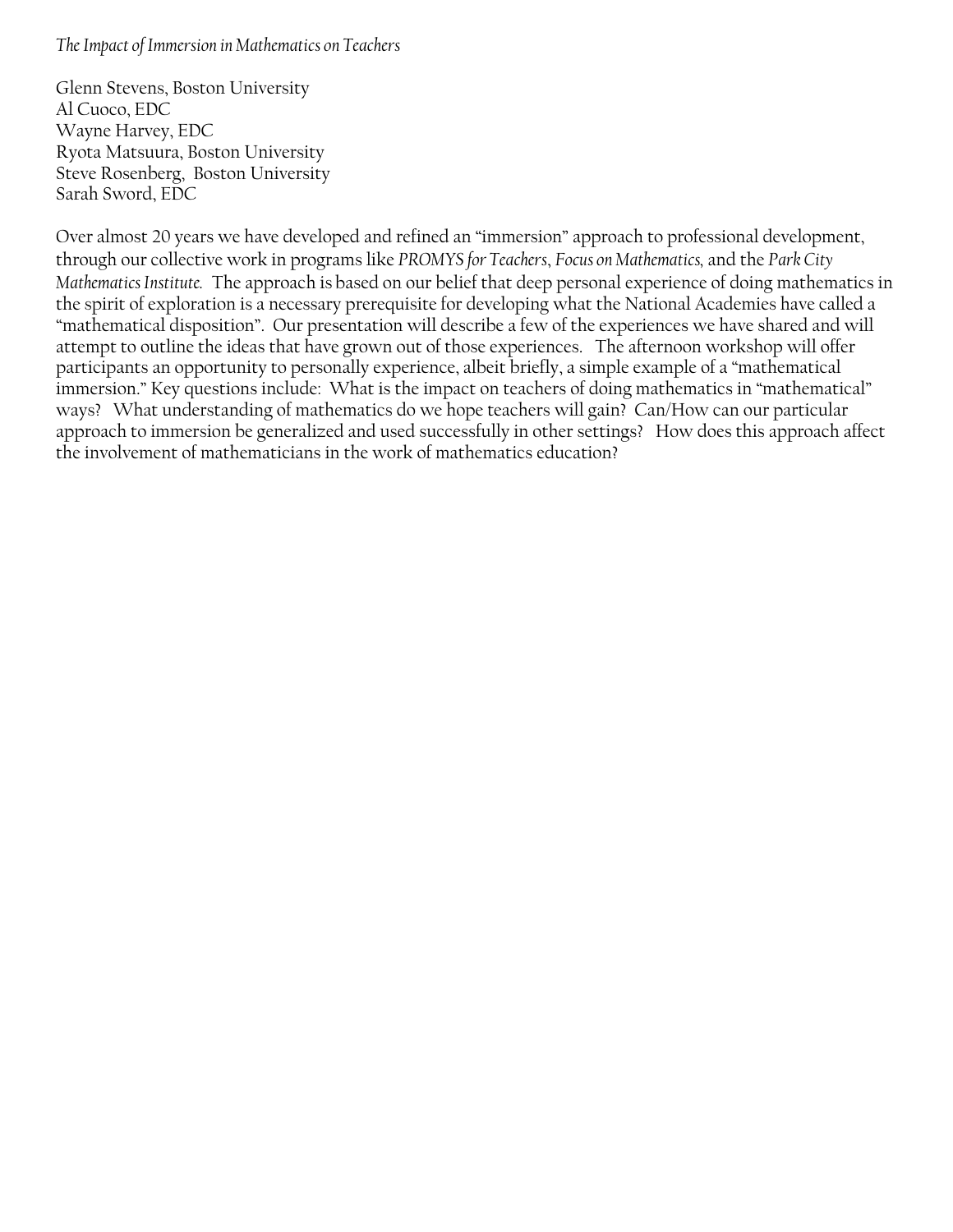*The Impact of Immersion in Mathematics on Teachers*

Glenn Stevens, Boston University
Al Cuoco, EDC
Wayne Harvey, EDC
Ryota Matsuura, Boston University
Steve Rosenberg, Boston University
Sarah Sword, EDC

Over almost 20 years we have developed and refined an "immersion" approach to professional development, through our collective work in programs like *PROMYS for Teachers*, *Focus on Mathematics,* and the *Park City Mathematics Institute.* The approach is based on our belief that deep personal experience of doing mathematics in the spirit of exploration is a necessary prerequisite for developing what the National Academies have called a "mathematical disposition". Our presentation will describe a few of the experiences we have shared and will attempt to outline the ideas that have grown out of those experiences. The afternoon workshop will offer participants an opportunity to personally experience, albeit briefly, a simple example of a "mathematical immersion." Key questions include: What is the impact on teachers of doing mathematics in "mathematical" ways? What understanding of mathematics do we hope teachers will gain? Can/How can our particular approach to immersion be generalized and used successfully in other settings? How does this approach affect the involvement of mathematicians in the work of mathematics education?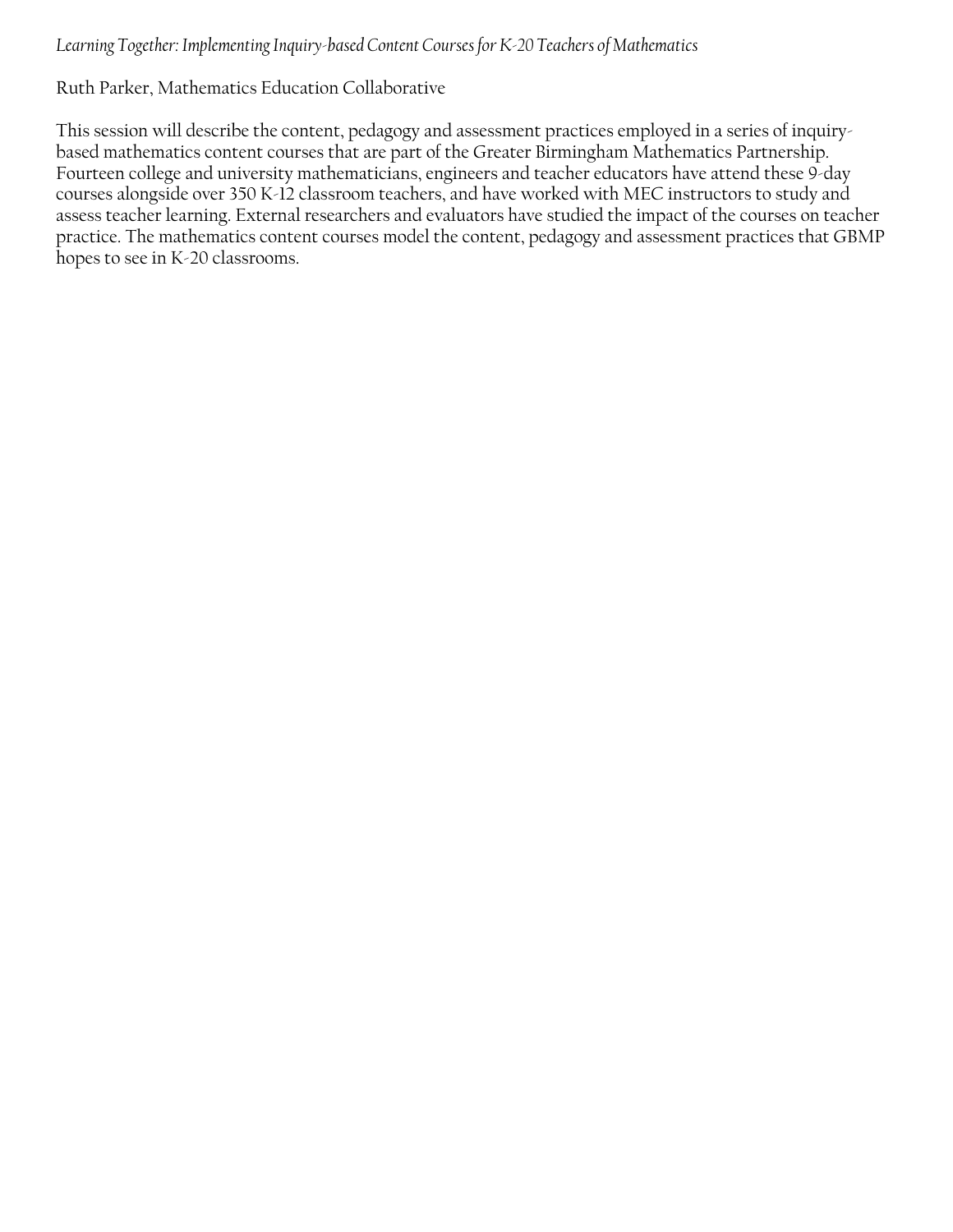*Learning Together: Implementing Inquiry-based Content Courses for K-20 Teachers of Mathematics*

Ruth Parker, Mathematics Education Collaborative

This session will describe the content, pedagogy and assessment practices employed in a series of inquiry-based mathematics content courses that are part of the Greater Birmingham Mathematics Partnership. Fourteen college and university mathematicians, engineers and teacher educators have attend these 9-day courses alongside over 350 K-12 classroom teachers, and have worked with MEC instructors to study and assess teacher learning. External researchers and evaluators have studied the impact of the courses on teacher practice. The mathematics content courses model the content, pedagogy and assessment practices that GBMP hopes to see in K-20 classrooms.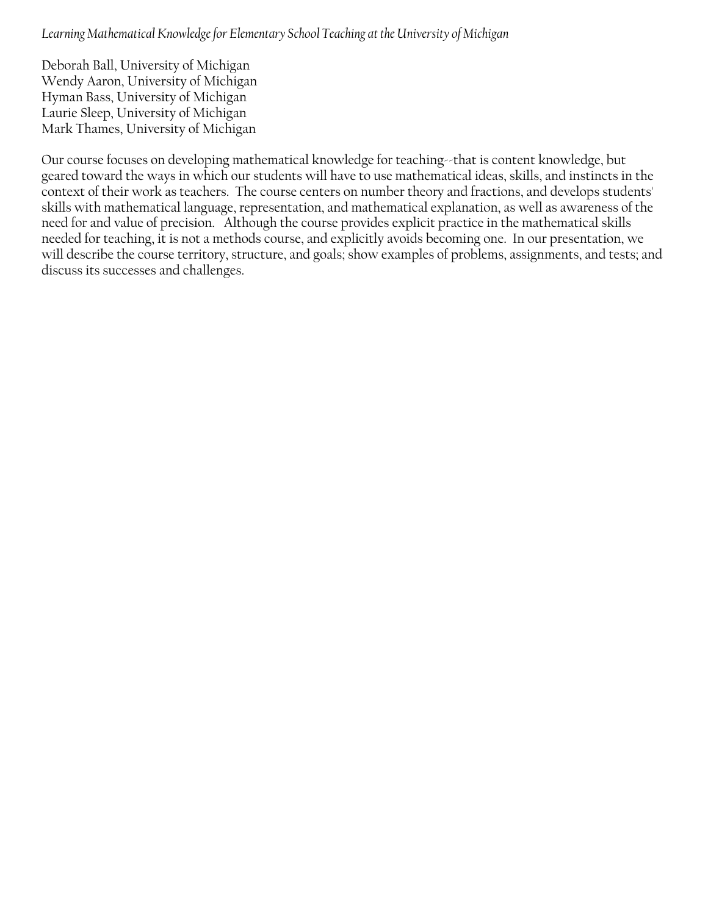*Learning Mathematical Knowledge for Elementary School Teaching at the University of Michigan*

Deborah Ball, University of Michigan
Wendy Aaron, University of Michigan
Hyman Bass, University of Michigan
Laurie Sleep, University of Michigan
Mark Thames, University of Michigan

Our course focuses on developing mathematical knowledge for teaching--that is content knowledge, but geared toward the ways in which our students will have to use mathematical ideas, skills, and instincts in the context of their work as teachers. The course centers on number theory and fractions, and develops students' skills with mathematical language, representation, and mathematical explanation, as well as awareness of the need for and value of precision. Although the course provides explicit practice in the mathematical skills needed for teaching, it is not a methods course, and explicitly avoids becoming one. In our presentation, we will describe the course territory, structure, and goals; show examples of problems, assignments, and tests; and discuss its successes and challenges.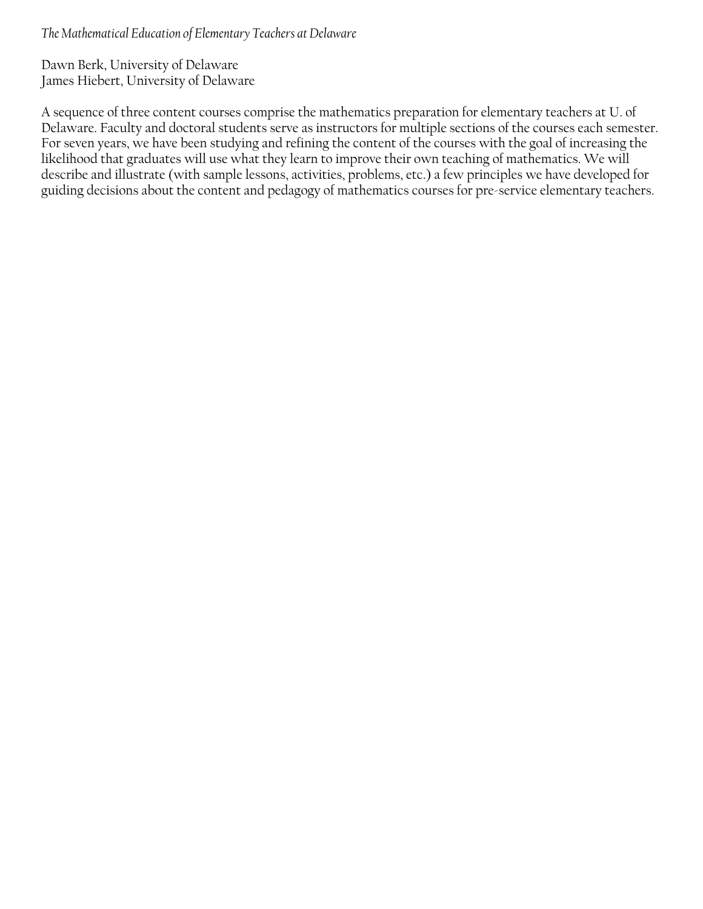*The Mathematical Education of Elementary Teachers at Delaware*

Dawn Berk, University of Delaware
James Hiebert, University of Delaware

A sequence of three content courses comprise the mathematics preparation for elementary teachers at U. of Delaware. Faculty and doctoral students serve as instructors for multiple sections of the courses each semester. For seven years, we have been studying and refining the content of the courses with the goal of increasing the likelihood that graduates will use what they learn to improve their own teaching of mathematics. We will describe and illustrate (with sample lessons, activities, problems, etc.) a few principles we have developed for guiding decisions about the content and pedagogy of mathematics courses for pre-service elementary teachers.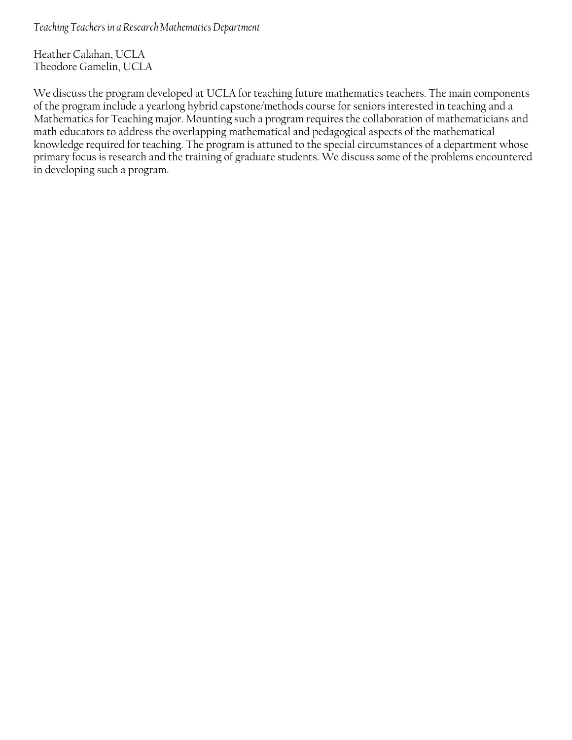*Teaching Teachers in a Research Mathematics Department*

Heather Calahan, UCLA
Theodore Gamelin, UCLA

We discuss the program developed at UCLA for teaching future mathematics teachers. The main components of the program include a yearlong hybrid capstone/methods course for seniors interested in teaching and a Mathematics for Teaching major. Mounting such a program requires the collaboration of mathematicians and math educators to address the overlapping mathematical and pedagogical aspects of the mathematical knowledge required for teaching. The program is attuned to the special circumstances of a department whose primary focus is research and the training of graduate students. We discuss some of the problems encountered in developing such a program.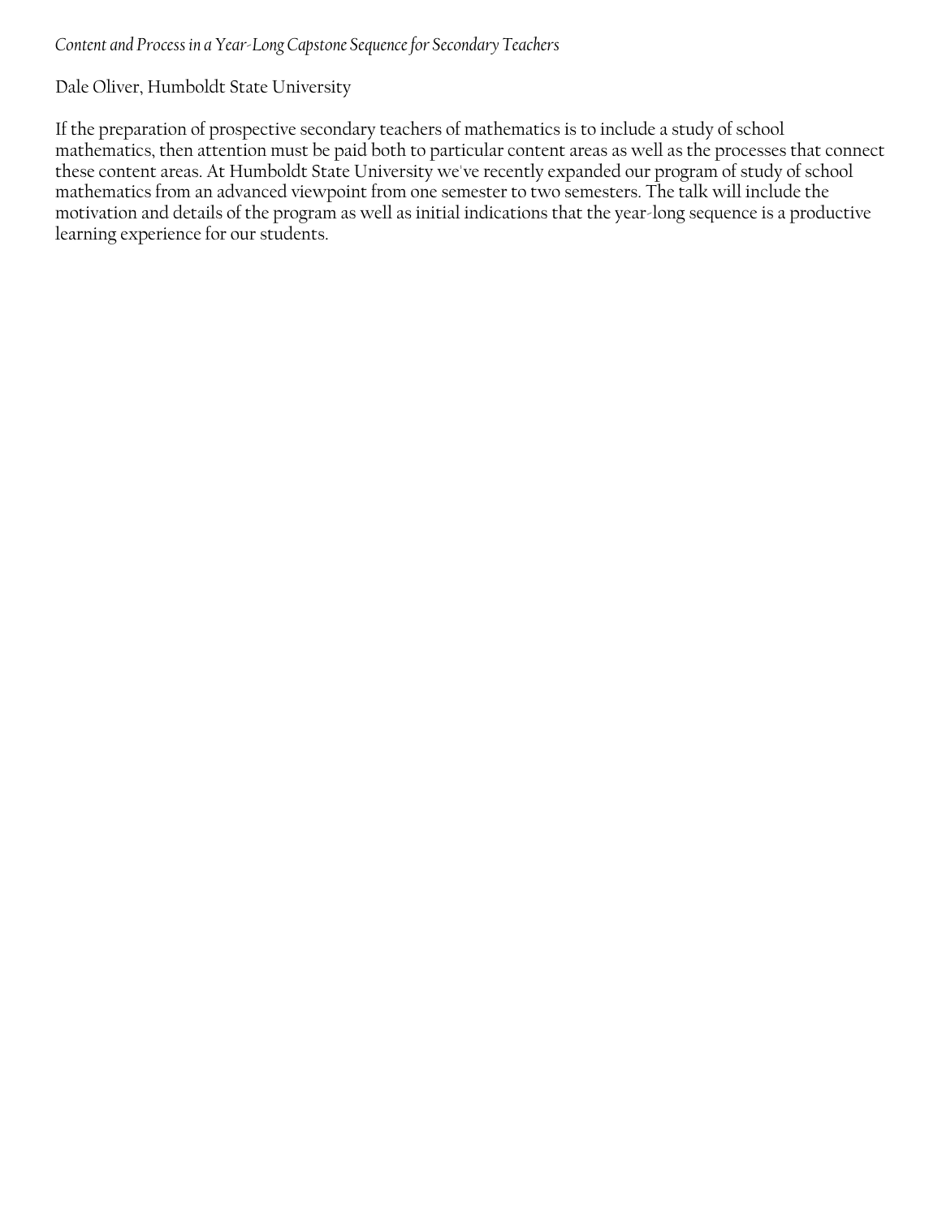*Content and Process in a Year-Long Capstone Sequence for Secondary Teachers*

Dale Oliver, Humboldt State University

If the preparation of prospective secondary teachers of mathematics is to include a study of school mathematics, then attention must be paid both to particular content areas as well as the processes that connect these content areas. At Humboldt State University we've recently expanded our program of study of school mathematics from an advanced viewpoint from one semester to two semesters. The talk will include the motivation and details of the program as well as initial indications that the year-long sequence is a productive learning experience for our students.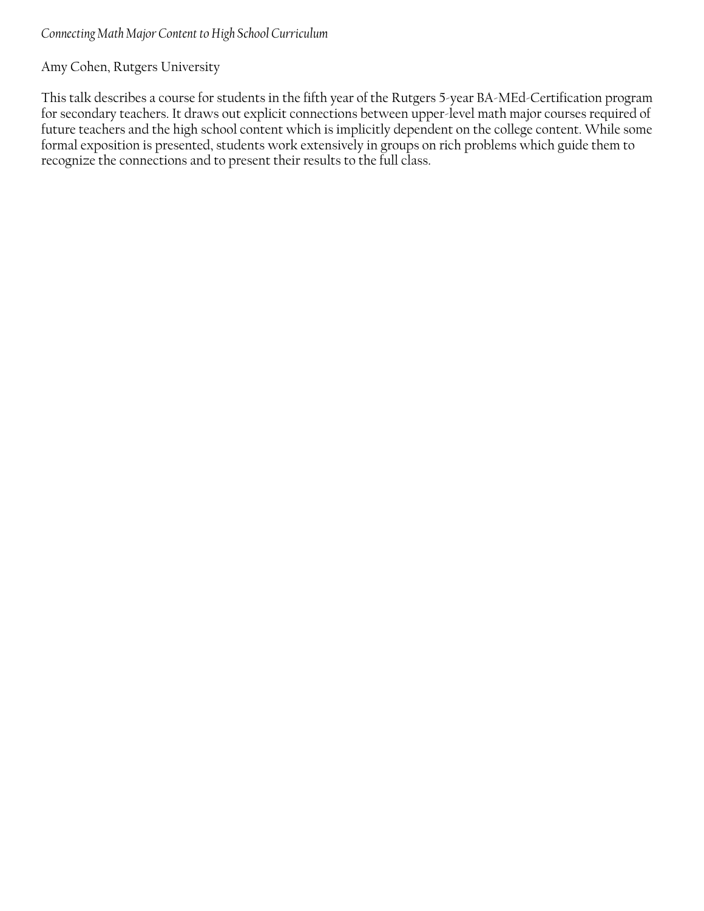*Connecting Math Major Content to High School Curriculum*

Amy Cohen, Rutgers University

This talk describes a course for students in the fifth year of the Rutgers 5-year BA-MEd-Certification program for secondary teachers. It draws out explicit connections between upper-level math major courses required of future teachers and the high school content which is implicitly dependent on the college content. While some formal exposition is presented, students work extensively in groups on rich problems which guide them to recognize the connections and to present their results to the full class.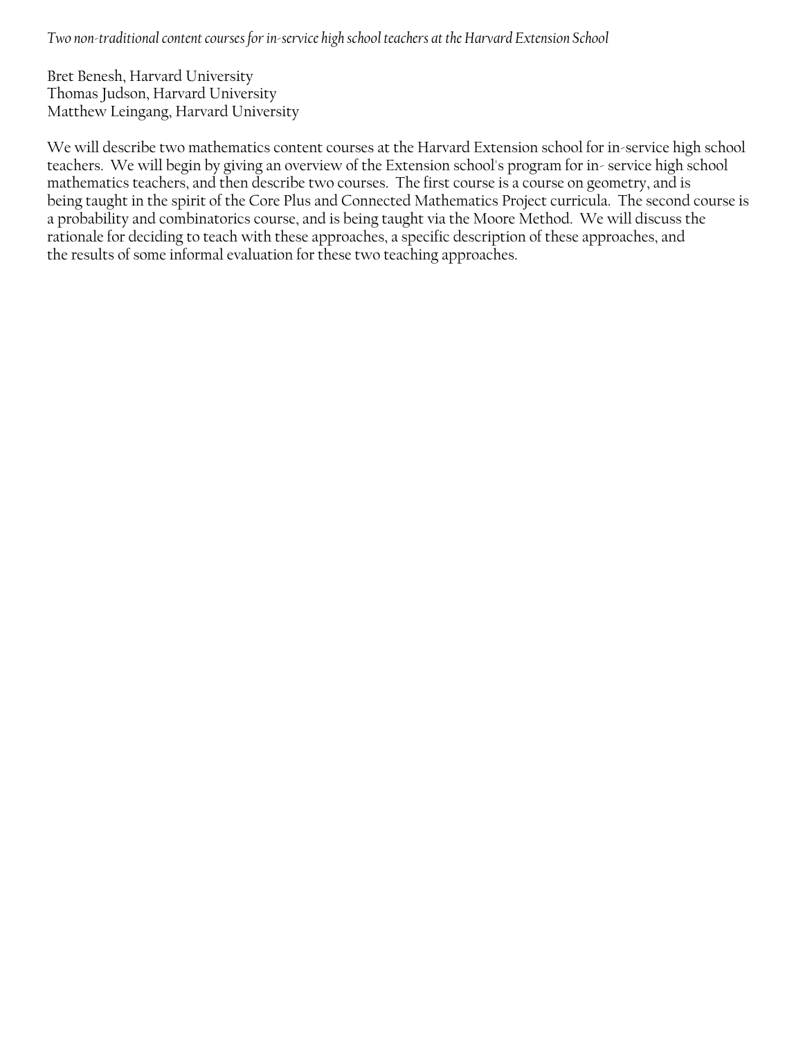*Two non-traditional content courses for in-service high school teachers at the Harvard Extension School*

Bret Benesh, Harvard University
Thomas Judson, Harvard University
Matthew Leingang, Harvard University

We will describe two mathematics content courses at the Harvard Extension school for in-service high school teachers. We will begin by giving an overview of the Extension school's program for in- service high school mathematics teachers, and then describe two courses. The first course is a course on geometry, and is being taught in the spirit of the Core Plus and Connected Mathematics Project curricula. The second course is a probability and combinatorics course, and is being taught via the Moore Method. We will discuss the rationale for deciding to teach with these approaches, a specific description of these approaches, and the results of some informal evaluation for these two teaching approaches.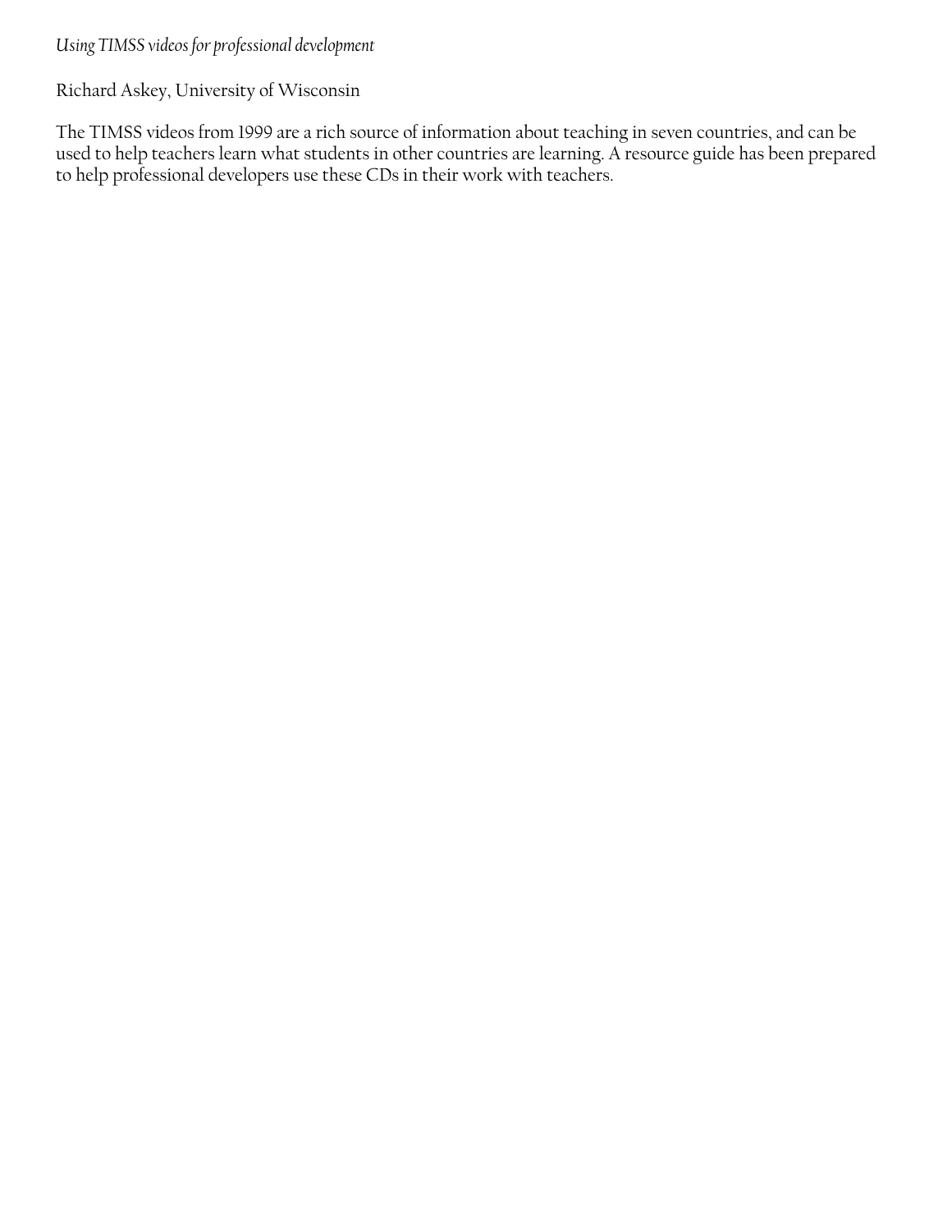*Using TIMSS videos for professional development*

Richard Askey, University of Wisconsin

The TIMSS videos from 1999 are a rich source of information about teaching in seven countries, and can be used to help teachers learn what students in other countries are learning. A resource guide has been prepared to help professional developers use these CDs in their work with teachers.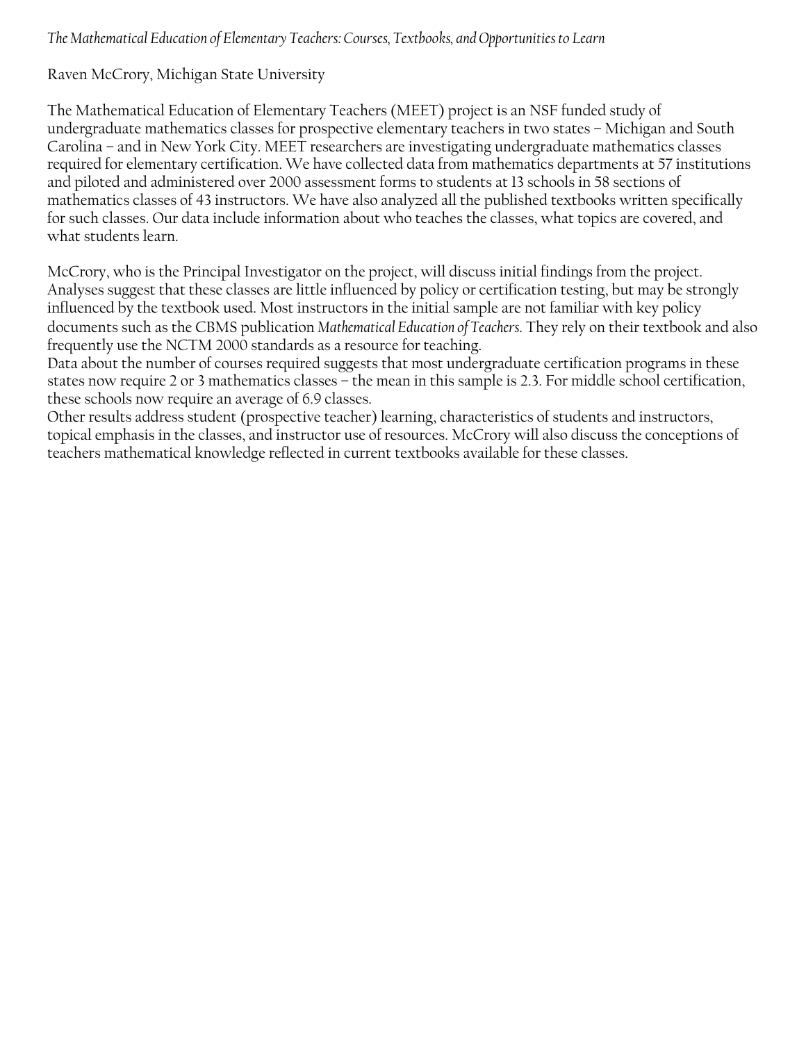*The Mathematical Education of Elementary Teachers: Courses, Textbooks, and Opportunities to Learn*

Raven McCrory, Michigan State University

The Mathematical Education of Elementary Teachers (MEET) project is an NSF funded study of undergraduate mathematics classes for prospective elementary teachers in two states – Michigan and South Carolina – and in New York City. MEET researchers are investigating undergraduate mathematics classes required for elementary certification. We have collected data from mathematics departments at 57 institutions and piloted and administered over 2000 assessment forms to students at 13 schools in 58 sections of mathematics classes of 43 instructors. We have also analyzed all the published textbooks written specifically for such classes. Our data include information about who teaches the classes, what topics are covered, and what students learn.

McCrory, who is the Principal Investigator on the project, will discuss initial findings from the project. Analyses suggest that these classes are little influenced by policy or certification testing, but may be strongly influenced by the textbook used. Most instructors in the initial sample are not familiar with key policy documents such as the CBMS publication *Mathematical Education of Teachers*. They rely on their textbook and also frequently use the NCTM 2000 standards as a resource for teaching.

Data about the number of courses required suggests that most undergraduate certification programs in these states now require 2 or 3 mathematics classes – the mean in this sample is 2.3. For middle school certification, these schools now require an average of 6.9 classes.

Other results address student (prospective teacher) learning, characteristics of students and instructors, topical emphasis in the classes, and instructor use of resources. McCrory will also discuss the conceptions of teachers mathematical knowledge reflected in current textbooks available for these classes.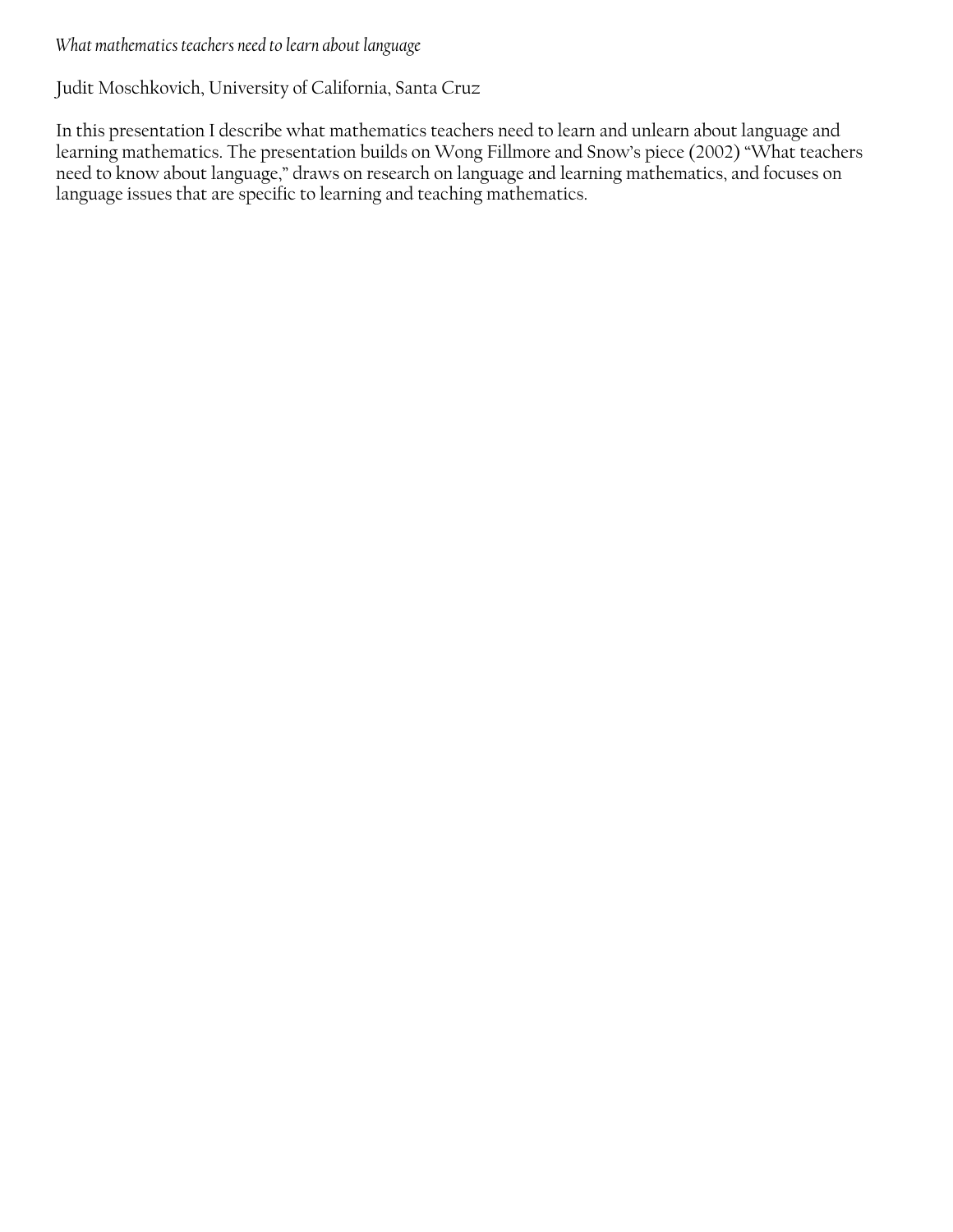*What mathematics teachers need to learn about language*

Judit Moschkovich, University of California, Santa Cruz

In this presentation I describe what mathematics teachers need to learn and unlearn about language and learning mathematics. The presentation builds on Wong Fillmore and Snow's piece (2002) "What teachers need to know about language," draws on research on language and learning mathematics, and focuses on language issues that are specific to learning and teaching mathematics.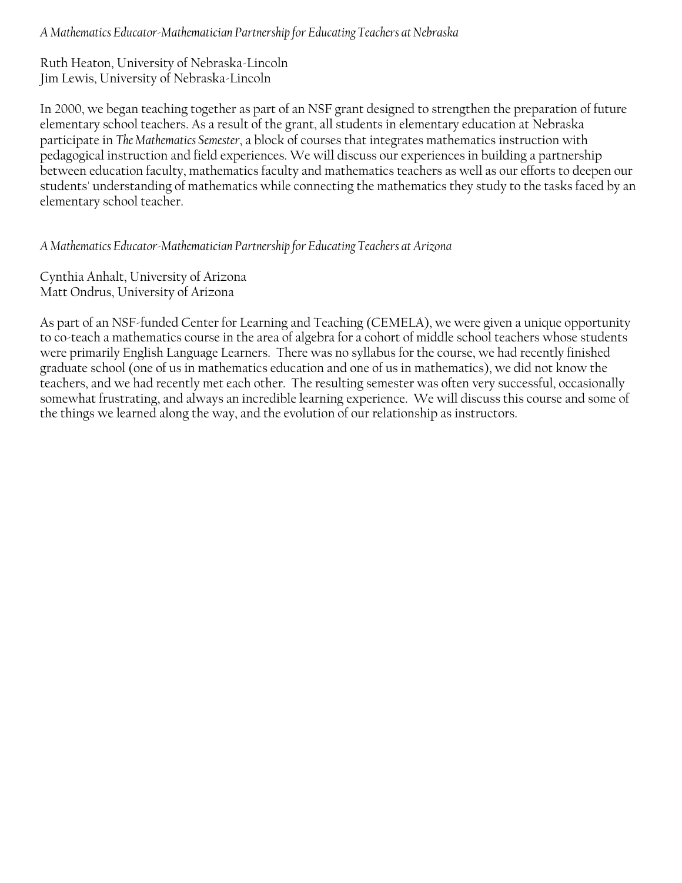*A Mathematics Educator-Mathematician Partnership for Educating Teachers at Nebraska*

Ruth Heaton, University of Nebraska-Lincoln
Jim Lewis, University of Nebraska-Lincoln

In 2000, we began teaching together as part of an NSF grant designed to strengthen the preparation of future elementary school teachers. As a result of the grant, all students in elementary education at Nebraska participate in *The Mathematics Semester*, a block of courses that integrates mathematics instruction with pedagogical instruction and field experiences. We will discuss our experiences in building a partnership between education faculty, mathematics faculty and mathematics teachers as well as our efforts to deepen our students' understanding of mathematics while connecting the mathematics they study to the tasks faced by an elementary school teacher.

*A Mathematics Educator-Mathematician Partnership for Educating Teachers at Arizona*

Cynthia Anhalt, University of Arizona
Matt Ondrus, University of Arizona

As part of an NSF-funded Center for Learning and Teaching (CEMELA), we were given a unique opportunity to co-teach a mathematics course in the area of algebra for a cohort of middle school teachers whose students were primarily English Language Learners. There was no syllabus for the course, we had recently finished graduate school (one of us in mathematics education and one of us in mathematics), we did not know the teachers, and we had recently met each other. The resulting semester was often very successful, occasionally somewhat frustrating, and always an incredible learning experience. We will discuss this course and some of the things we learned along the way, and the evolution of our relationship as instructors.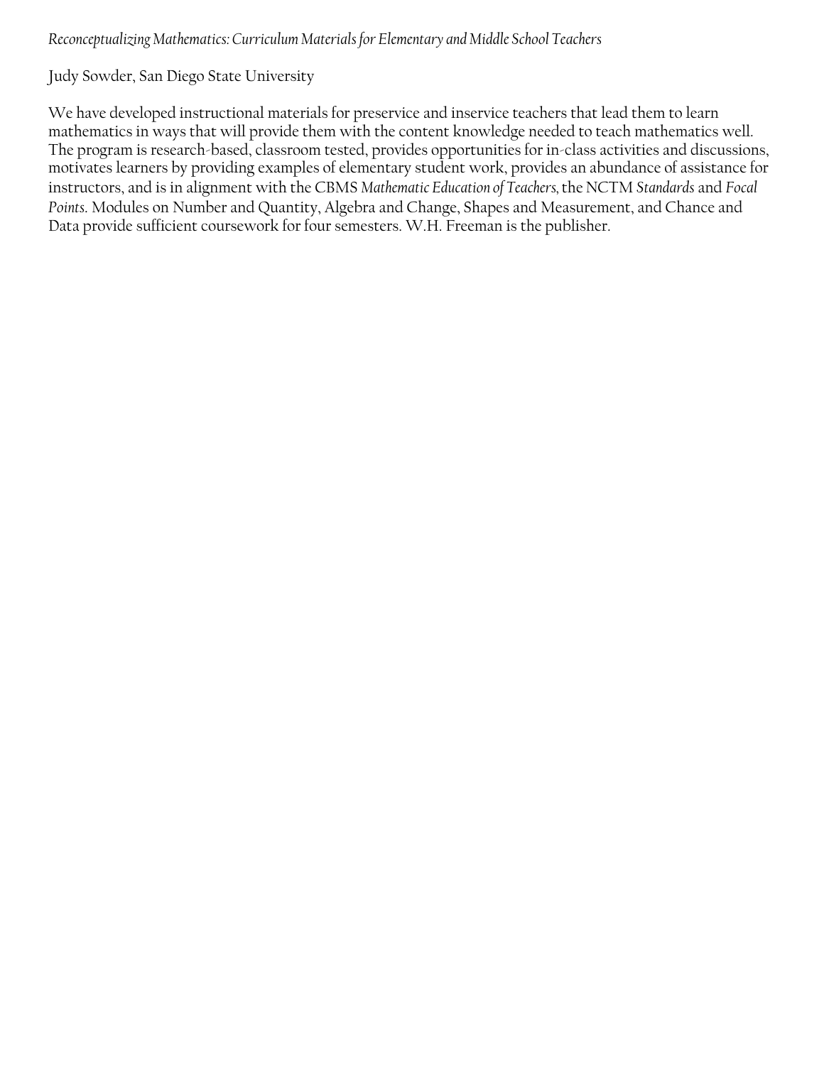*Reconceptualizing Mathematics: Curriculum Materials for Elementary and Middle School Teachers*

Judy Sowder, San Diego State University

We have developed instructional materials for preservice and inservice teachers that lead them to learn mathematics in ways that will provide them with the content knowledge needed to teach mathematics well. The program is research-based, classroom tested, provides opportunities for in-class activities and discussions, motivates learners by providing examples of elementary student work, provides an abundance of assistance for instructors, and is in alignment with the CBMS *Mathematic Education of Teachers*, the NCTM *Standards* and *Focal Points*. Modules on Number and Quantity, Algebra and Change, Shapes and Measurement, and Chance and Data provide sufficient coursework for four semesters. W.H. Freeman is the publisher.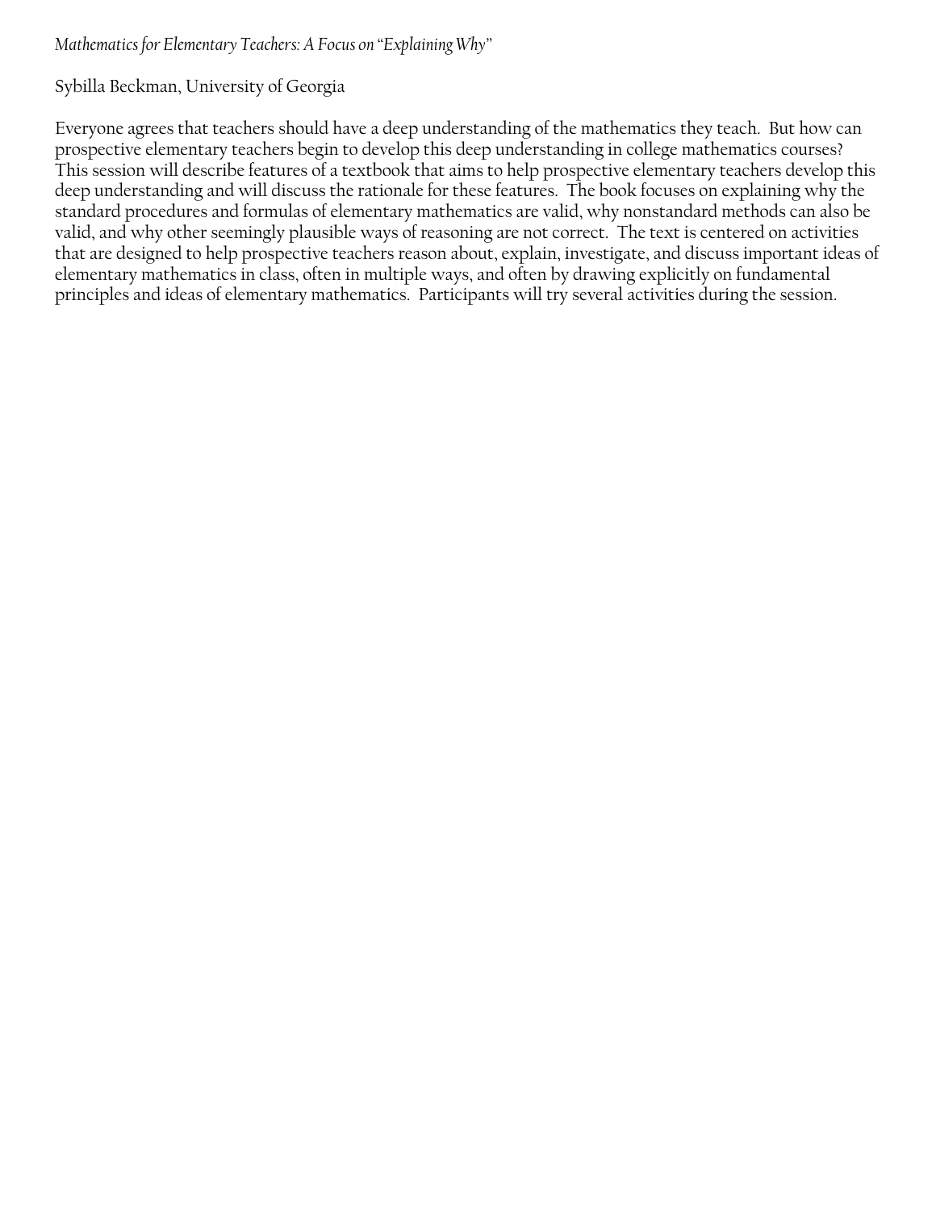*Mathematics for Elementary Teachers: A Focus on "Explaining Why"*

Sybilla Beckman, University of Georgia

Everyone agrees that teachers should have a deep understanding of the mathematics they teach. But how can prospective elementary teachers begin to develop this deep understanding in college mathematics courses? This session will describe features of a textbook that aims to help prospective elementary teachers develop this deep understanding and will discuss the rationale for these features. The book focuses on explaining why the standard procedures and formulas of elementary mathematics are valid, why nonstandard methods can also be valid, and why other seemingly plausible ways of reasoning are not correct. The text is centered on activities that are designed to help prospective teachers reason about, explain, investigate, and discuss important ideas of elementary mathematics in class, often in multiple ways, and often by drawing explicitly on fundamental principles and ideas of elementary mathematics. Participants will try several activities during the session.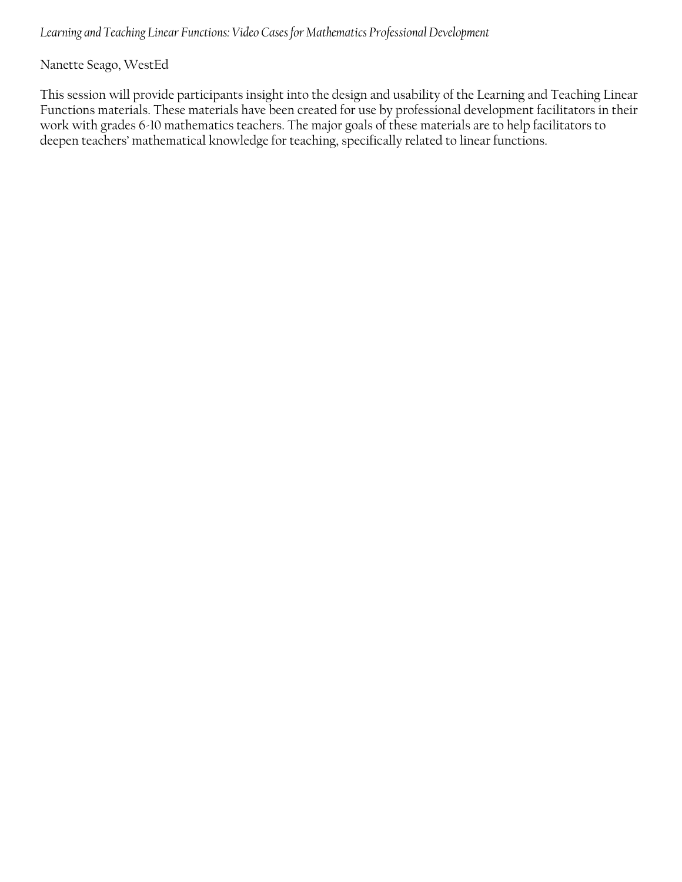*Learning and Teaching Linear Functions: Video Cases for Mathematics Professional Development*

Nanette Seago, WestEd

This session will provide participants insight into the design and usability of the Learning and Teaching Linear Functions materials. These materials have been created for use by professional development facilitators in their work with grades 6-10 mathematics teachers. The major goals of these materials are to help facilitators to deepen teachers' mathematical knowledge for teaching, specifically related to linear functions.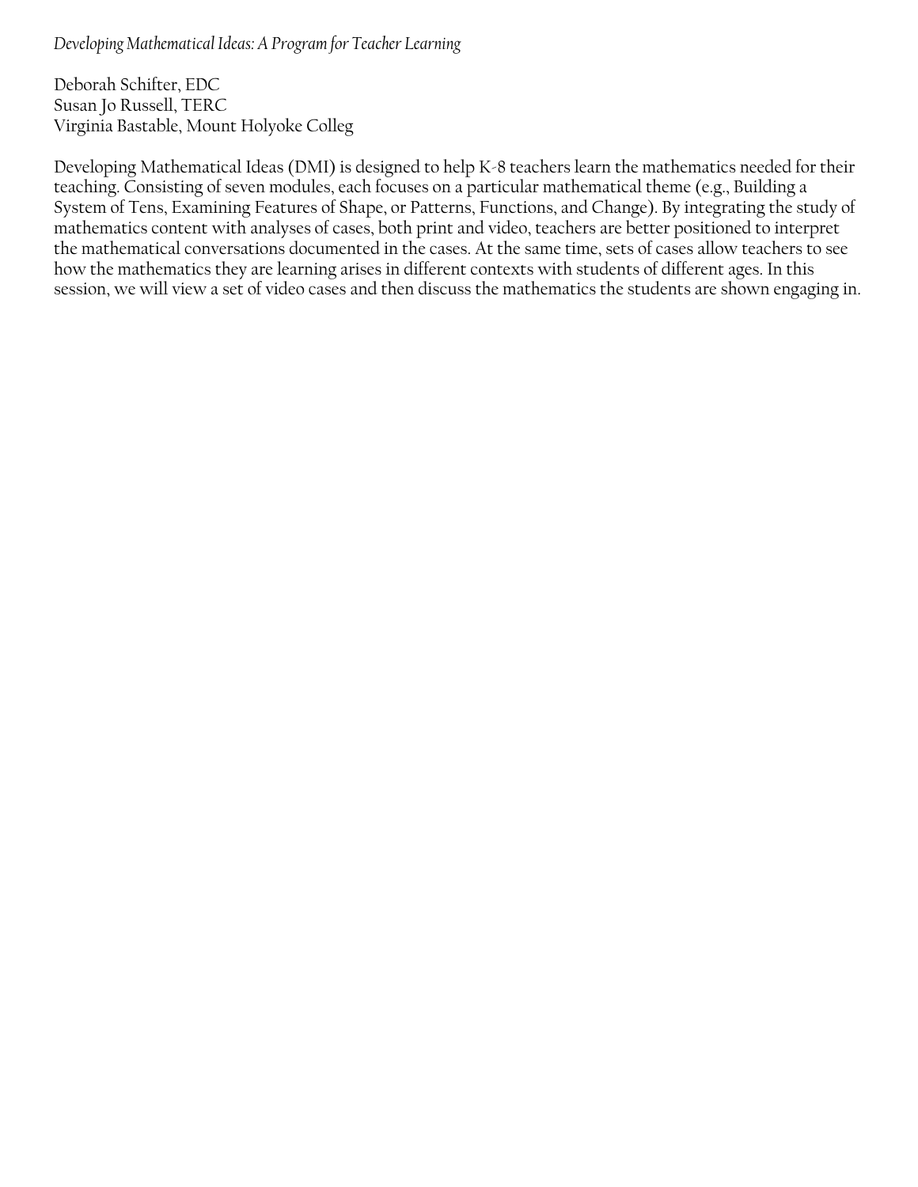*Developing Mathematical Ideas: A Program for Teacher Learning*

Deborah Schifter, EDC
Susan Jo Russell, TERC
Virginia Bastable, Mount Holyoke Colleg

Developing Mathematical Ideas (DMI) is designed to help K-8 teachers learn the mathematics needed for their teaching. Consisting of seven modules, each focuses on a particular mathematical theme (e.g., Building a System of Tens, Examining Features of Shape, or Patterns, Functions, and Change). By integrating the study of mathematics content with analyses of cases, both print and video, teachers are better positioned to interpret the mathematical conversations documented in the cases. At the same time, sets of cases allow teachers to see how the mathematics they are learning arises in different contexts with students of different ages. In this session, we will view a set of video cases and then discuss the mathematics the students are shown engaging in.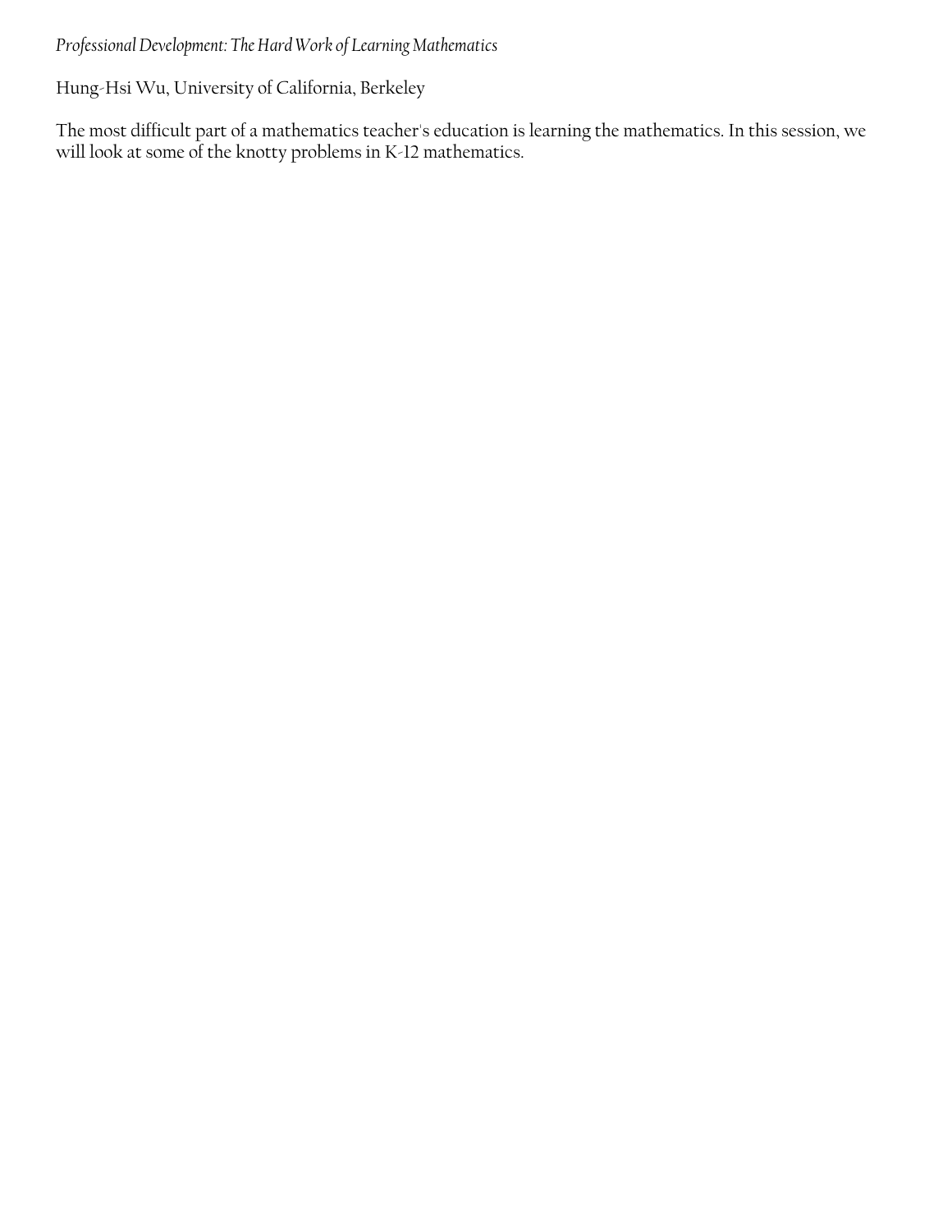*Professional Development: The Hard Work of Learning Mathematics*

Hung-Hsi Wu, University of California, Berkeley

The most difficult part of a mathematics teacher's education is learning the mathematics. In this session, we will look at some of the knotty problems in K-12 mathematics.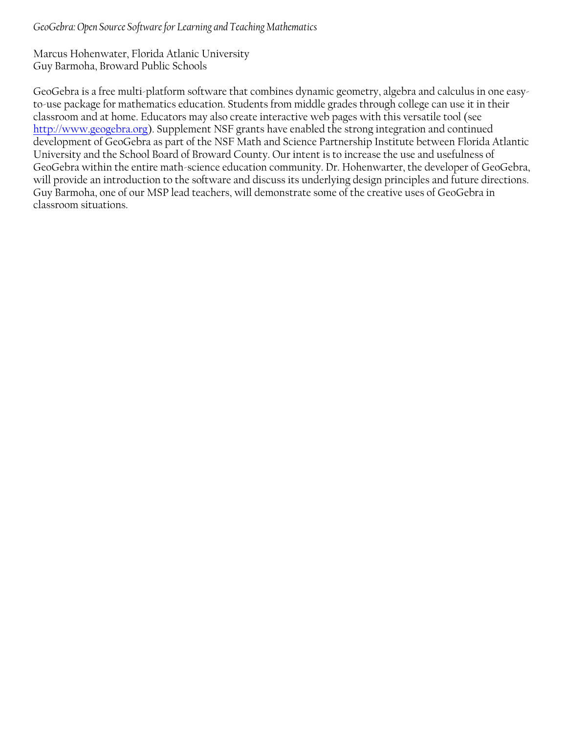*GeoGebra: Open Source Software for Learning and Teaching Mathematics*

Marcus Hohenwater, Florida Atlantic University
Guy Barmoha, Broward Public Schools

GeoGebra is a free multi-platform software that combines dynamic geometry, algebra and calculus in one easy-to-use package for mathematics education. Students from middle grades through college can use it in their classroom and at home. Educators may also create interactive web pages with this versatile tool (see http://www.geogebra.org). Supplement NSF grants have enabled the strong integration and continued development of GeoGebra as part of the NSF Math and Science Partnership Institute between Florida Atlantic University and the School Board of Broward County. Our intent is to increase the use and usefulness of GeoGebra within the entire math-science education community. Dr. Hohenwarter, the developer of GeoGebra, will provide an introduction to the software and discuss its underlying design principles and future directions. Guy Barmoha, one of our MSP lead teachers, will demonstrate some of the creative uses of GeoGebra in classroom situations.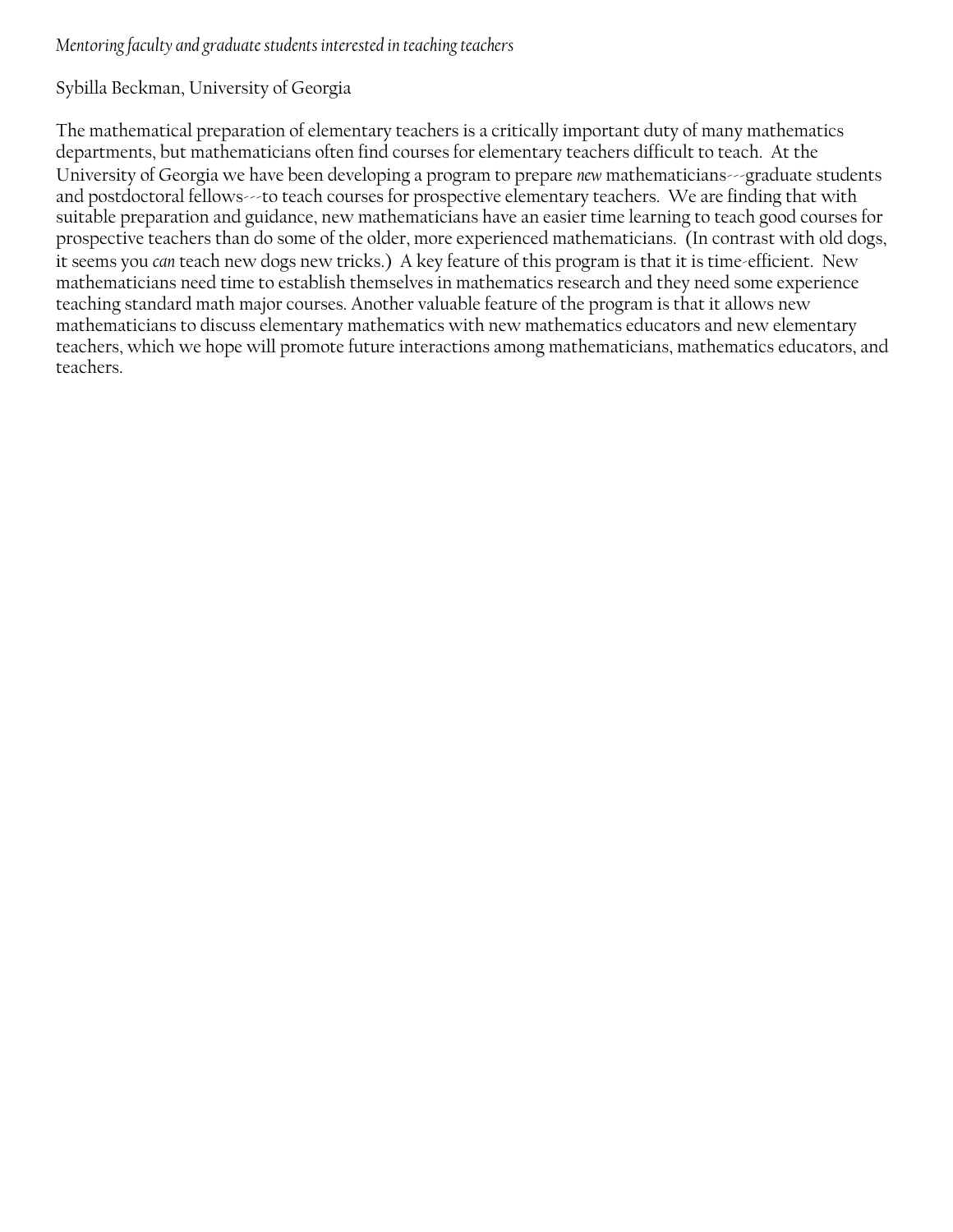*Mentoring faculty and graduate students interested in teaching teachers*

Sybilla Beckman, University of Georgia

The mathematical preparation of elementary teachers is a critically important duty of many mathematics departments, but mathematicians often find courses for elementary teachers difficult to teach. At the University of Georgia we have been developing a program to prepare *new* mathematicians---graduate students and postdoctoral fellows---to teach courses for prospective elementary teachers. We are finding that with suitable preparation and guidance, new mathematicians have an easier time learning to teach good courses for prospective teachers than do some of the older, more experienced mathematicians. (In contrast with old dogs, it seems you *can* teach new dogs new tricks.) A key feature of this program is that it is time-efficient. New mathematicians need time to establish themselves in mathematics research and they need some experience teaching standard math major courses. Another valuable feature of the program is that it allows new mathematicians to discuss elementary mathematics with new mathematics educators and new elementary teachers, which we hope will promote future interactions among mathematicians, mathematics educators, and teachers.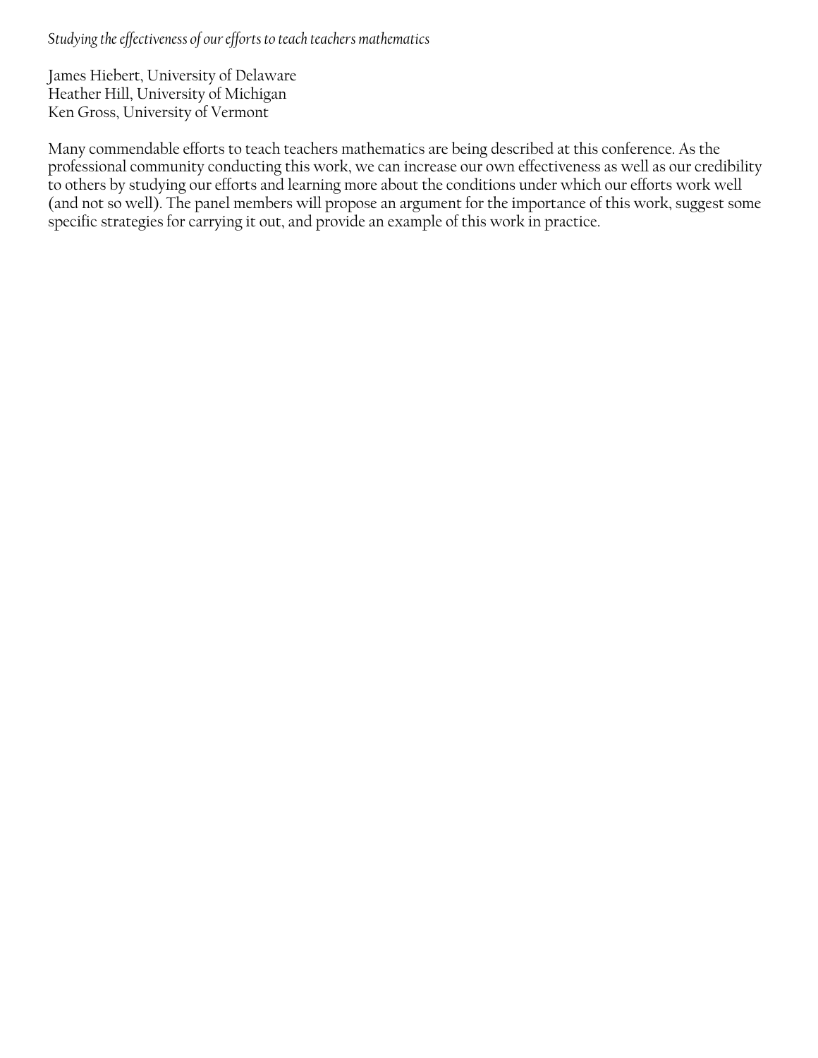*Studying the effectiveness of our efforts to teach teachers mathematics*

James Hiebert, University of Delaware
Heather Hill, University of Michigan
Ken Gross, University of Vermont

Many commendable efforts to teach teachers mathematics are being described at this conference. As the professional community conducting this work, we can increase our own effectiveness as well as our credibility to others by studying our efforts and learning more about the conditions under which our efforts work well (and not so well). The panel members will propose an argument for the importance of this work, suggest some specific strategies for carrying it out, and provide an example of this work in practice.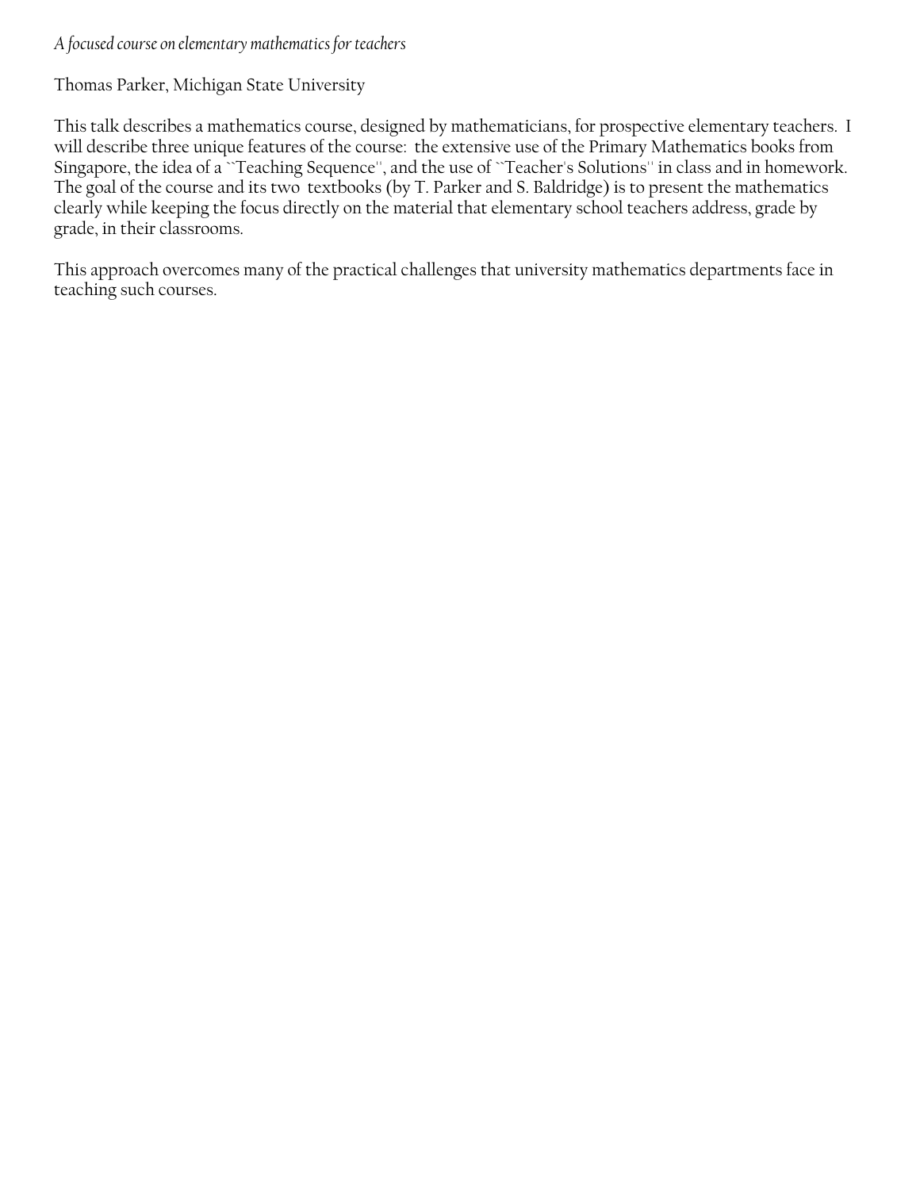*A focused course on elementary mathematics for teachers*

Thomas Parker, Michigan State University

This talk describes a mathematics course, designed by mathematicians, for prospective elementary teachers. I will describe three unique features of the course: the extensive use of the Primary Mathematics books from Singapore, the idea of a ``Teaching Sequence'', and the use of ``Teacher's Solutions'' in class and in homework. The goal of the course and its two textbooks (by T. Parker and S. Baldridge) is to present the mathematics clearly while keeping the focus directly on the material that elementary school teachers address, grade by grade, in their classrooms.

This approach overcomes many of the practical challenges that university mathematics departments face in teaching such courses.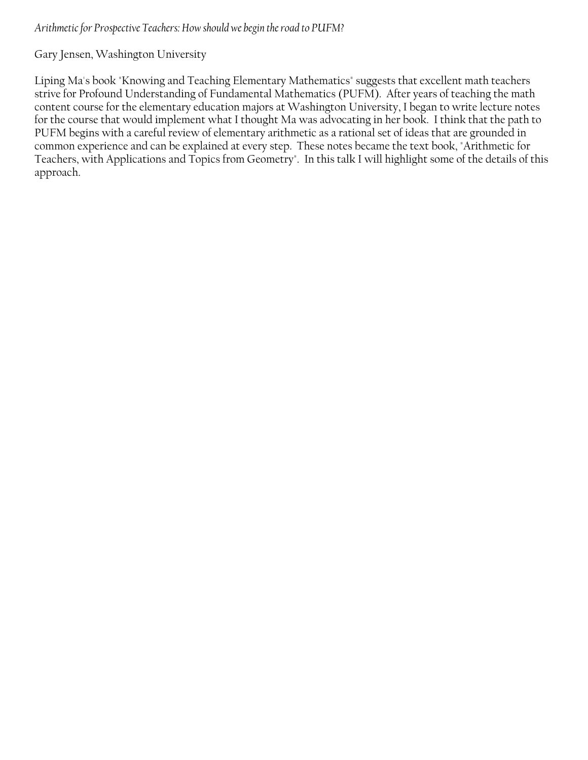*Arithmetic for Prospective Teachers: How should we begin the road to PUFM?*

Gary Jensen, Washington University

Liping Ma's book "Knowing and Teaching Elementary Mathematics" suggests that excellent math teachers strive for Profound Understanding of Fundamental Mathematics (PUFM). After years of teaching the math content course for the elementary education majors at Washington University, I began to write lecture notes for the course that would implement what I thought Ma was advocating in her book. I think that the path to PUFM begins with a careful review of elementary arithmetic as a rational set of ideas that are grounded in common experience and can be explained at every step. These notes became the text book, "Arithmetic for Teachers, with Applications and Topics from Geometry". In this talk I will highlight some of the details of this approach.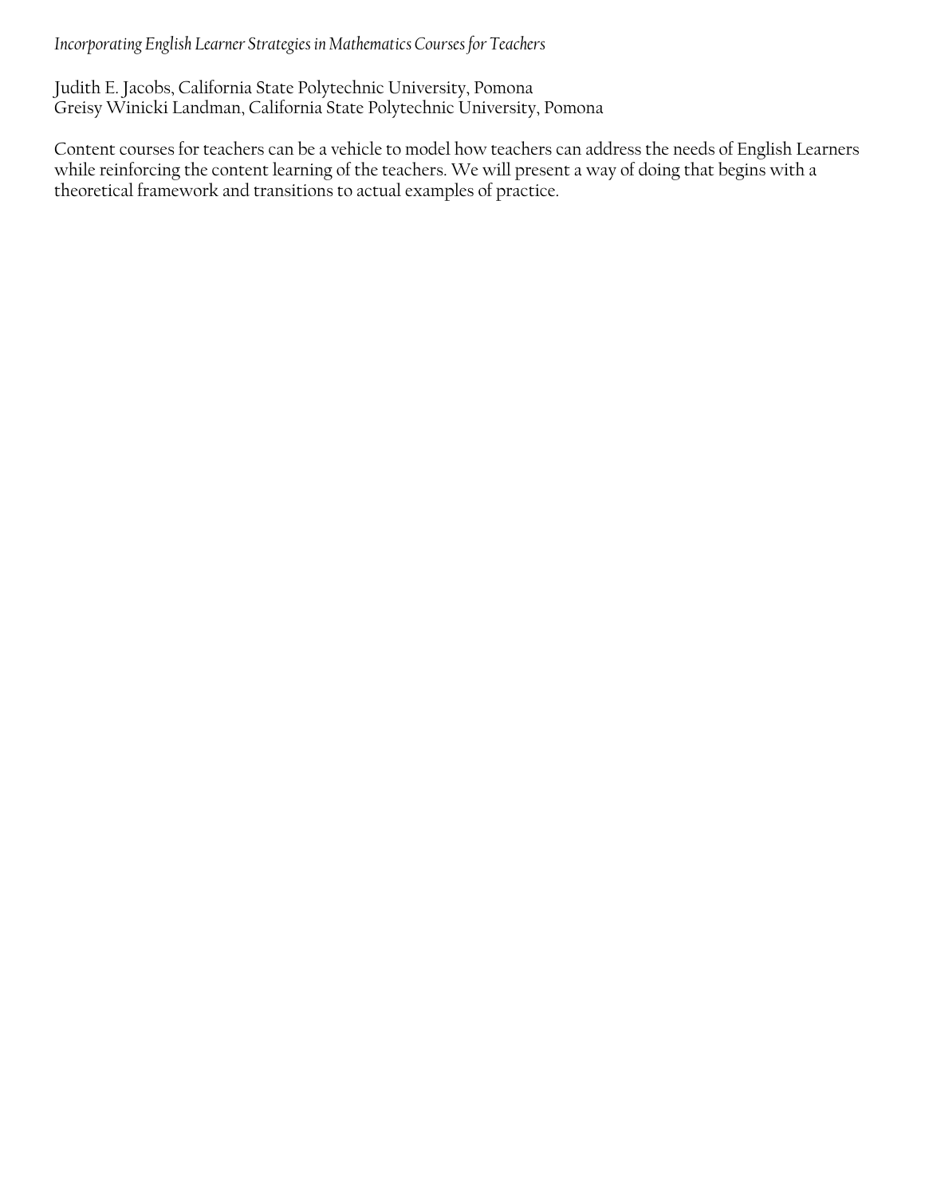*Incorporating English Learner Strategies in Mathematics Courses for Teachers*

Judith E. Jacobs, California State Polytechnic University, Pomona
Greisy Winicki Landman, California State Polytechnic University, Pomona

Content courses for teachers can be a vehicle to model how teachers can address the needs of English Learners while reinforcing the content learning of the teachers. We will present a way of doing that begins with a theoretical framework and transitions to actual examples of practice.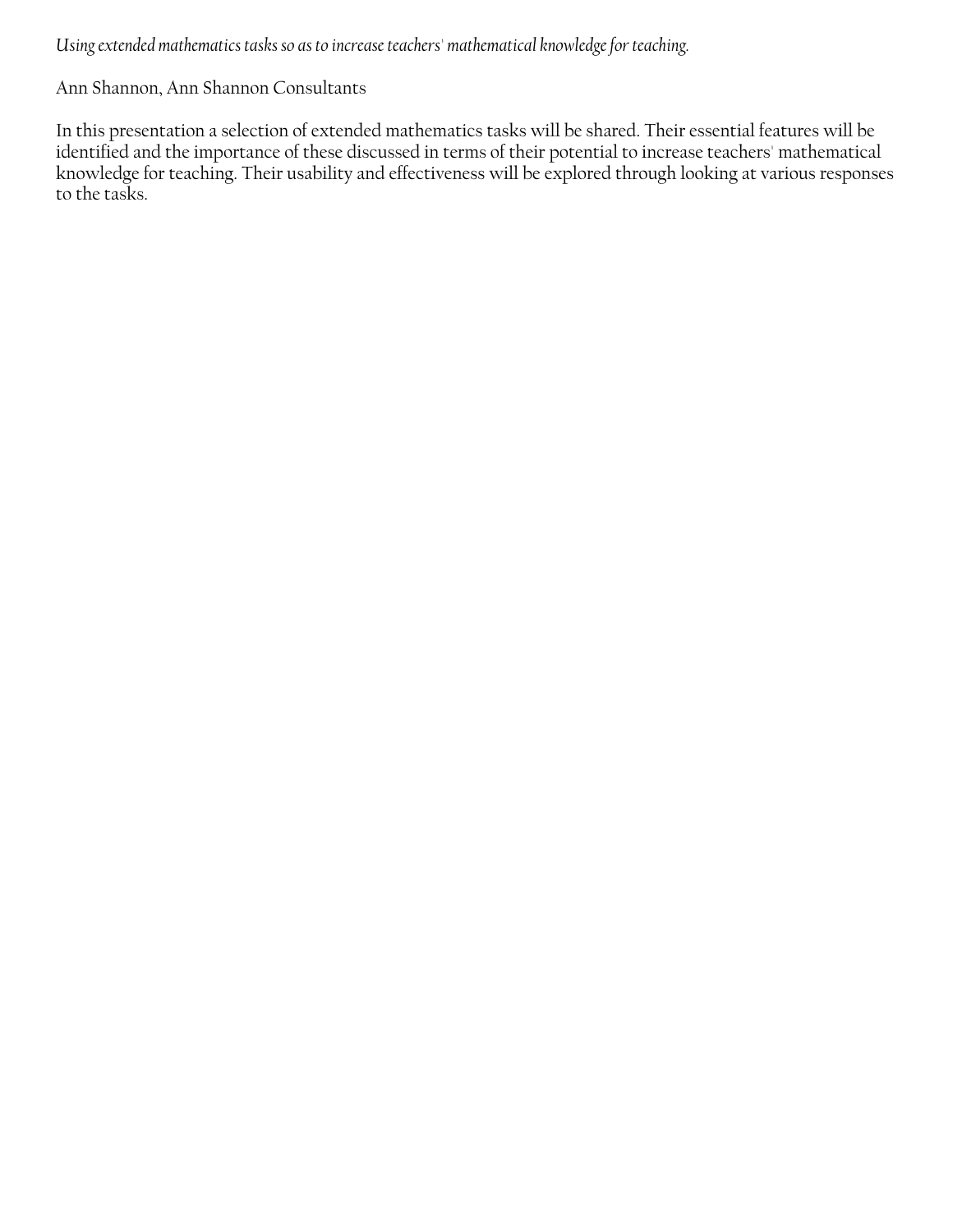*Using extended mathematics tasks so as to increase teachers' mathematical knowledge for teaching.*

Ann Shannon, Ann Shannon Consultants

In this presentation a selection of extended mathematics tasks will be shared. Their essential features will be identified and the importance of these discussed in terms of their potential to increase teachers' mathematical knowledge for teaching. Their usability and effectiveness will be explored through looking at various responses to the tasks.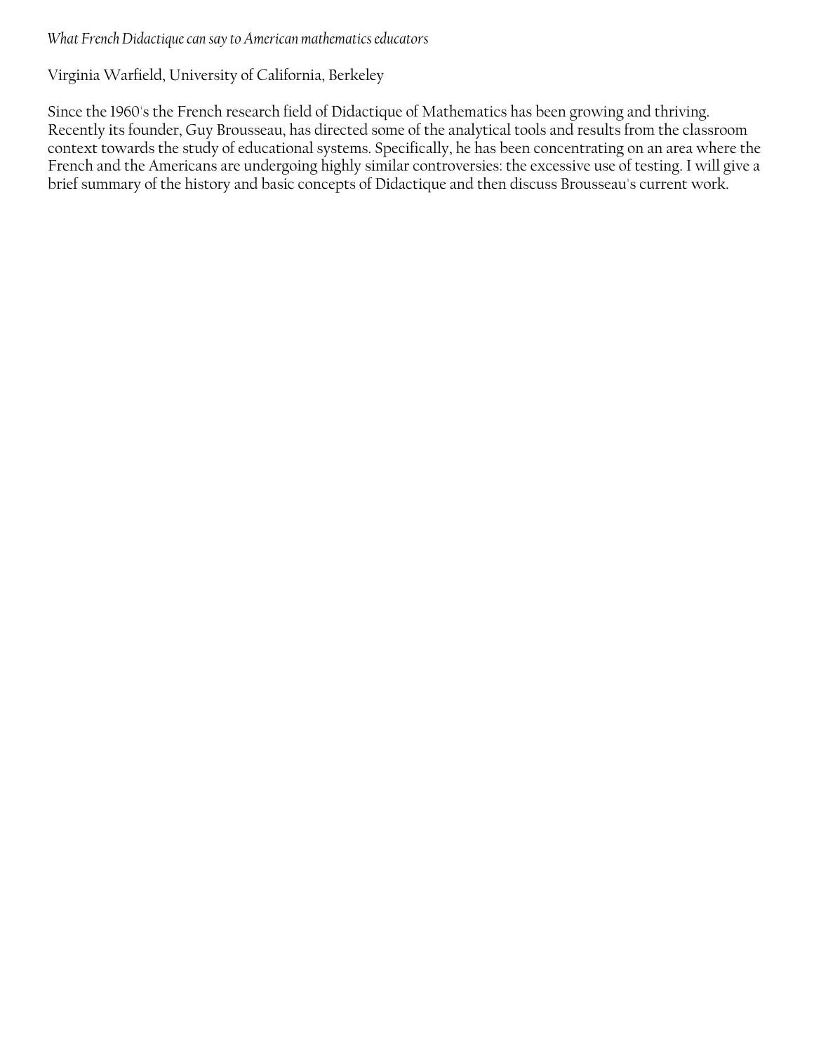*What French Didactique can say to American mathematics educators*

Virginia Warfield, University of California, Berkeley

Since the 1960's the French research field of Didactique of Mathematics has been growing and thriving. Recently its founder, Guy Brousseau, has directed some of the analytical tools and results from the classroom context towards the study of educational systems. Specifically, he has been concentrating on an area where the French and the Americans are undergoing highly similar controversies: the excessive use of testing. I will give a brief summary of the history and basic concepts of Didactique and then discuss Brousseau's current work.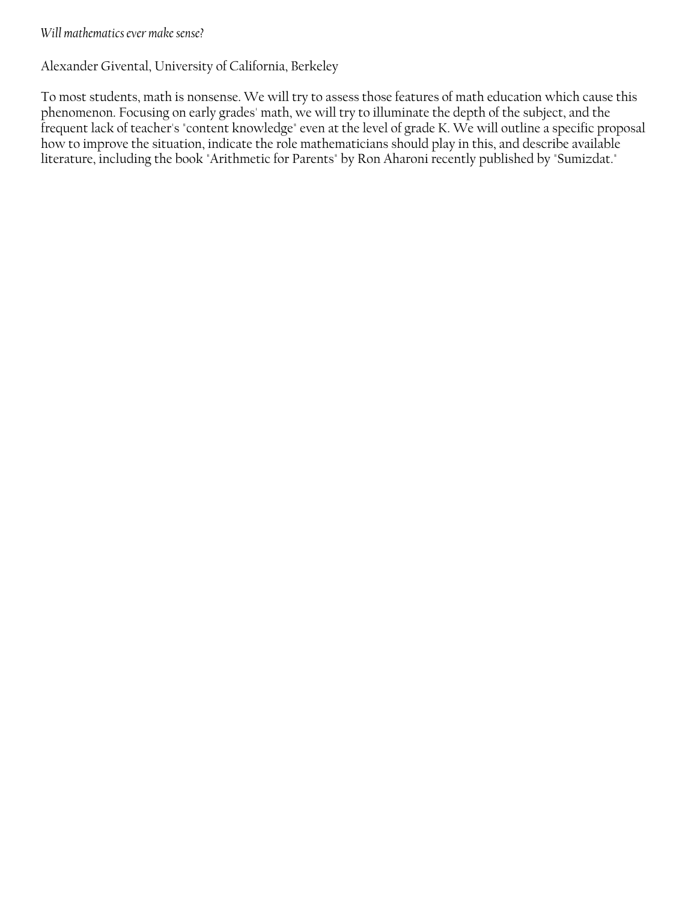*Will mathematics ever make sense?*

Alexander Givental, University of California, Berkeley

To most students, math is nonsense. We will try to assess those features of math education which cause this phenomenon. Focusing on early grades' math, we will try to illuminate the depth of the subject, and the frequent lack of teacher's "content knowledge" even at the level of grade K. We will outline a specific proposal how to improve the situation, indicate the role mathematicians should play in this, and describe available literature, including the book "Arithmetic for Parents" by Ron Aharoni recently published by "Sumizdat."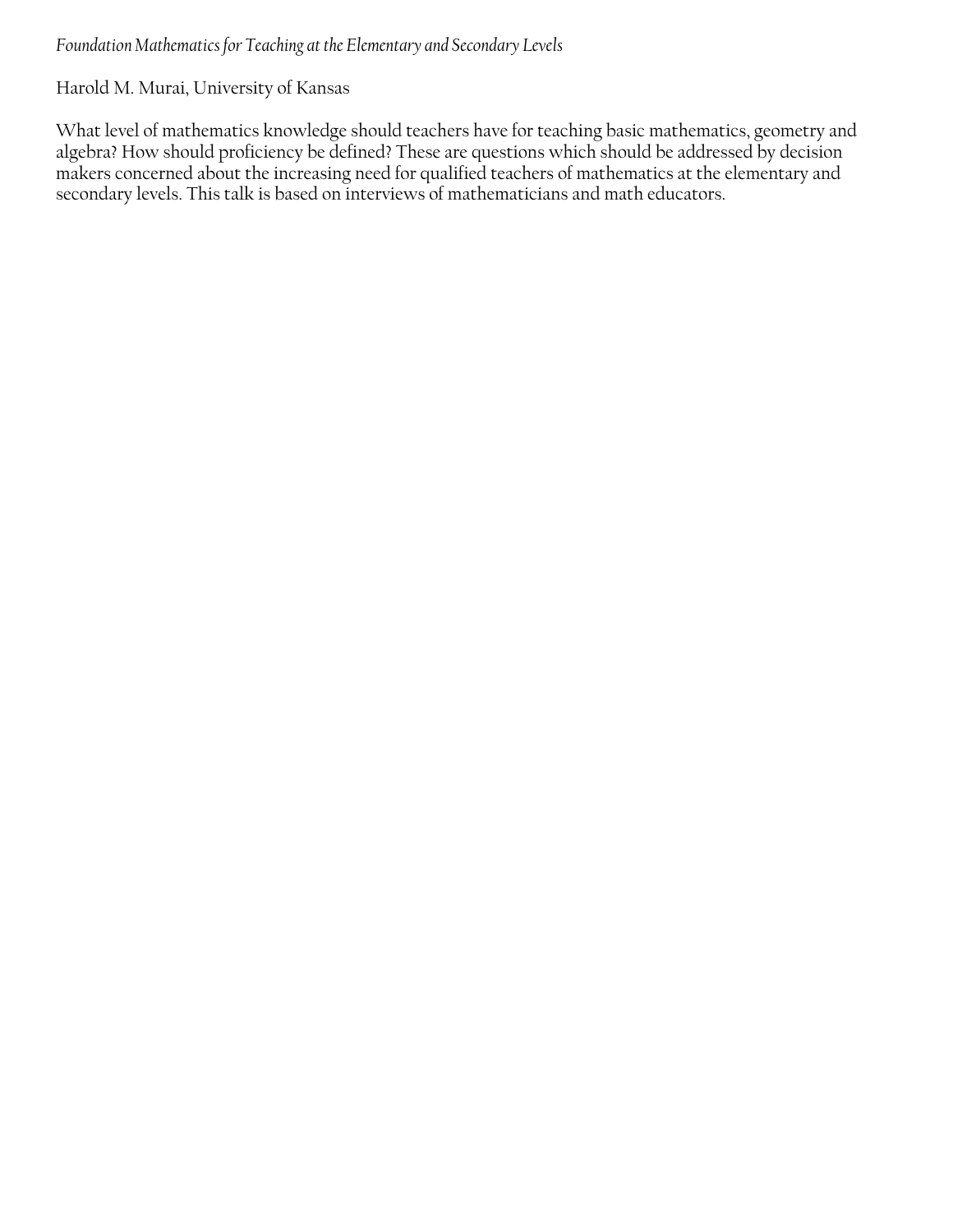*Foundation Mathematics for Teaching at the Elementary and Secondary Levels*

Harold M. Murai, University of Kansas

What level of mathematics knowledge should teachers have for teaching basic mathematics, geometry and algebra? How should proficiency be defined? These are questions which should be addressed by decision makers concerned about the increasing need for qualified teachers of mathematics at the elementary and secondary levels. This talk is based on interviews of mathematicians and math educators.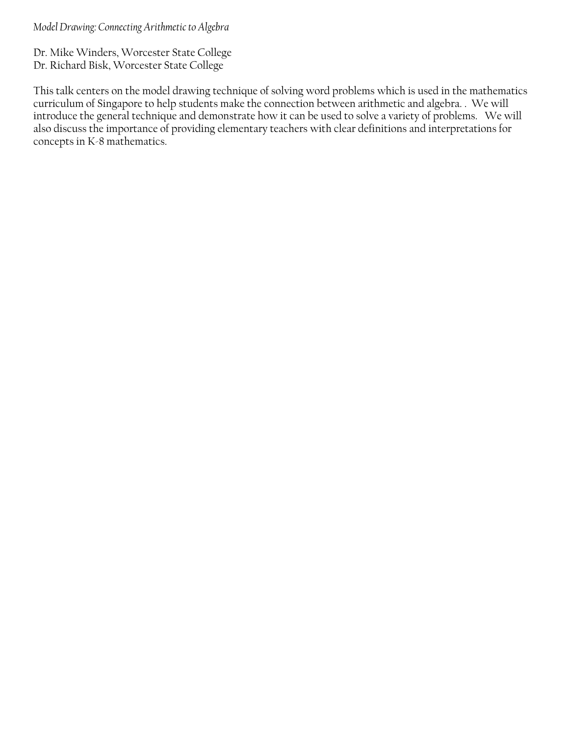*Model Drawing: Connecting Arithmetic to Algebra*

Dr. Mike Winders, Worcester State College
Dr. Richard Bisk, Worcester State College

This talk centers on the model drawing technique of solving word problems which is used in the mathematics curriculum of Singapore to help students make the connection between arithmetic and algebra. . We will introduce the general technique and demonstrate how it can be used to solve a variety of problems. We will also discuss the importance of providing elementary teachers with clear definitions and interpretations for concepts in K-8 mathematics.